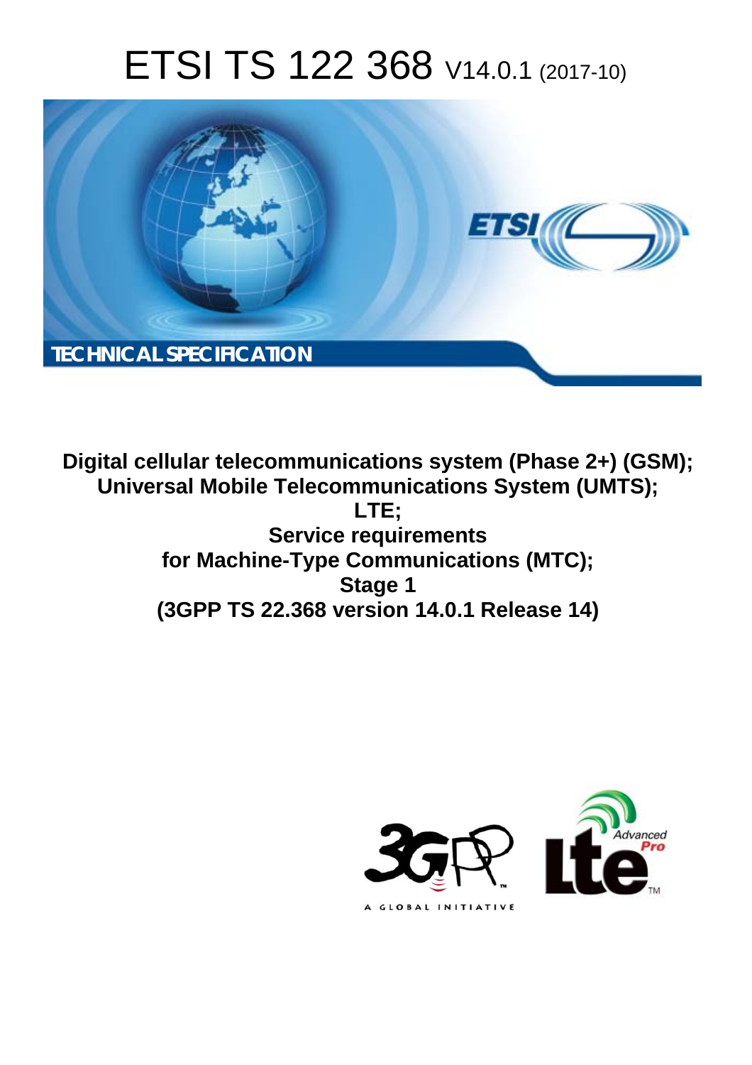# ETSI TS 122 368 V14.0.1 (2017-10)

TECHNICAL SPECIFICATION

**Digital cellular telecommunications system (Phase 2+) (GSM);
Universal Mobile Telecommunications System (UMTS);
LTE;
Service requirements
for Machine-Type Communications (MTC);
Stage 1
(3GPP TS 22.368 version 14.0.1 Release 14)**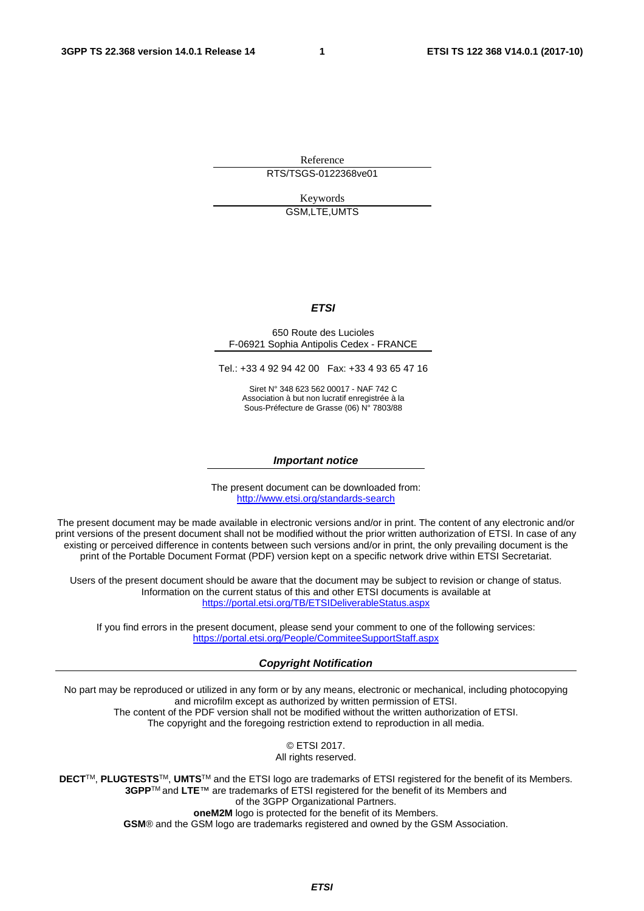Reference

RTS/TSGS-0122368ve01

Keywords

GSM,LTE,UMTS

***ETSI***

650 Route des Lucioles
F-06921 Sophia Antipolis Cedex - FRANCE

Tel.: +33 4 92 94 42 00 Fax: +33 4 93 65 47 16

Siret N° 348 623 562 00017 - NAF 742 C
Association à but non lucratif enregistrée à la
Sous-Préfecture de Grasse (06) N° 7803/88

***Important notice***

The present document can be downloaded from:
http://www.etsi.org/standards-search

The present document may be made available in electronic versions and/or in print. The content of any electronic and/or print versions of the present document shall not be modified without the prior written authorization of ETSI. In case of any existing or perceived difference in contents between such versions and/or in print, the only prevailing document is the print of the Portable Document Format (PDF) version kept on a specific network drive within ETSI Secretariat.

Users of the present document should be aware that the document may be subject to revision or change of status. Information on the current status of this and other ETSI documents is available at
https://portal.etsi.org/TB/ETSIDeliverableStatus.aspx

If you find errors in the present document, please send your comment to one of the following services:
https://portal.etsi.org/People/CommiteeSupportStaff.aspx

***Copyright Notification***

No part may be reproduced or utilized in any form or by any means, electronic or mechanical, including photocopying and microfilm except as authorized by written permission of ETSI.
The content of the PDF version shall not be modified without the written authorization of ETSI.
The copyright and the foregoing restriction extend to reproduction in all media.

© ETSI 2017.
All rights reserved.

**DECT**TM, **PLUGTESTS**TM, **UMTS**TM and the ETSI logo are trademarks of ETSI registered for the benefit of its Members.
**3GPP**TM and **LTE**™ are trademarks of ETSI registered for the benefit of its Members and of the 3GPP Organizational Partners.
**oneM2M** logo is protected for the benefit of its Members.
**GSM**® and the GSM logo are trademarks registered and owned by the GSM Association.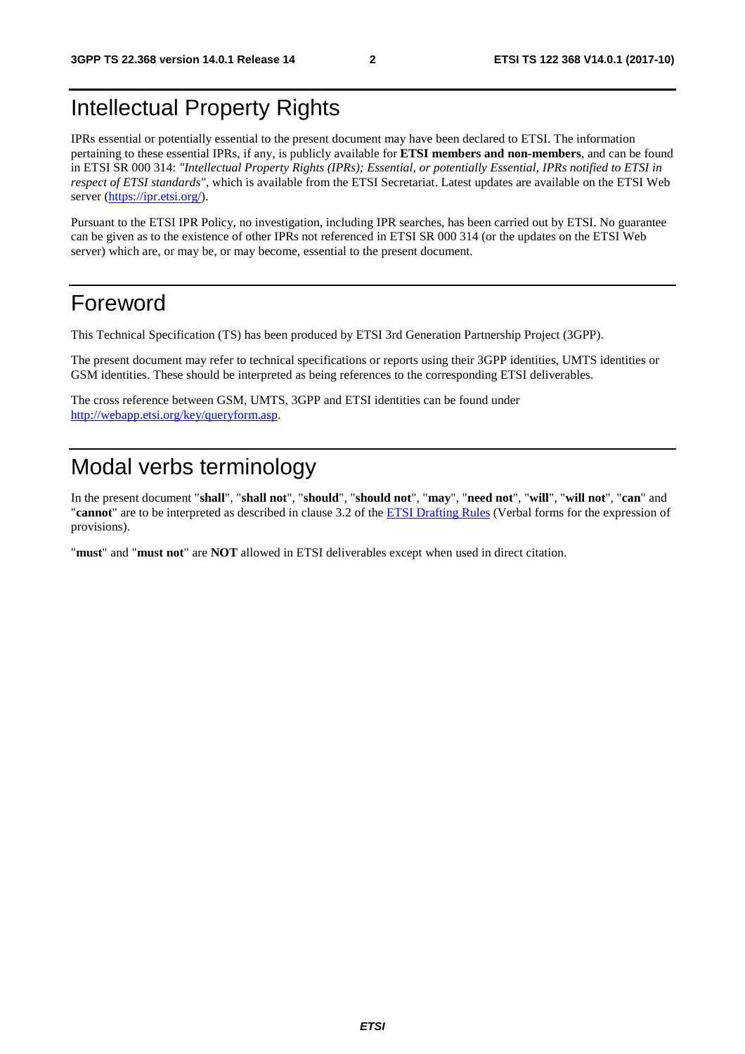# Intellectual Property Rights

IPRs essential or potentially essential to the present document may have been declared to ETSI. The information pertaining to these essential IPRs, if any, is publicly available for **ETSI members and non-members**, and can be found in ETSI SR 000 314: *"Intellectual Property Rights (IPRs); Essential, or potentially Essential, IPRs notified to ETSI in respect of ETSI standards"*, which is available from the ETSI Secretariat. Latest updates are available on the ETSI Web server (https://ipr.etsi.org/).

Pursuant to the ETSI IPR Policy, no investigation, including IPR searches, has been carried out by ETSI. No guarantee can be given as to the existence of other IPRs not referenced in ETSI SR 000 314 (or the updates on the ETSI Web server) which are, or may be, or may become, essential to the present document.

# Foreword

This Technical Specification (TS) has been produced by ETSI 3rd Generation Partnership Project (3GPP).

The present document may refer to technical specifications or reports using their 3GPP identities, UMTS identities or GSM identities. These should be interpreted as being references to the corresponding ETSI deliverables.

The cross reference between GSM, UMTS, 3GPP and ETSI identities can be found under http://webapp.etsi.org/key/queryform.asp.

# Modal verbs terminology

In the present document "**shall**", "**shall not**", "**should**", "**should not**", "**may**", "**need not**", "**will**", "**will not**", "**can**" and "**cannot**" are to be interpreted as described in clause 3.2 of the ETSI Drafting Rules (Verbal forms for the expression of provisions).

"**must**" and "**must not**" are **NOT** allowed in ETSI deliverables except when used in direct citation.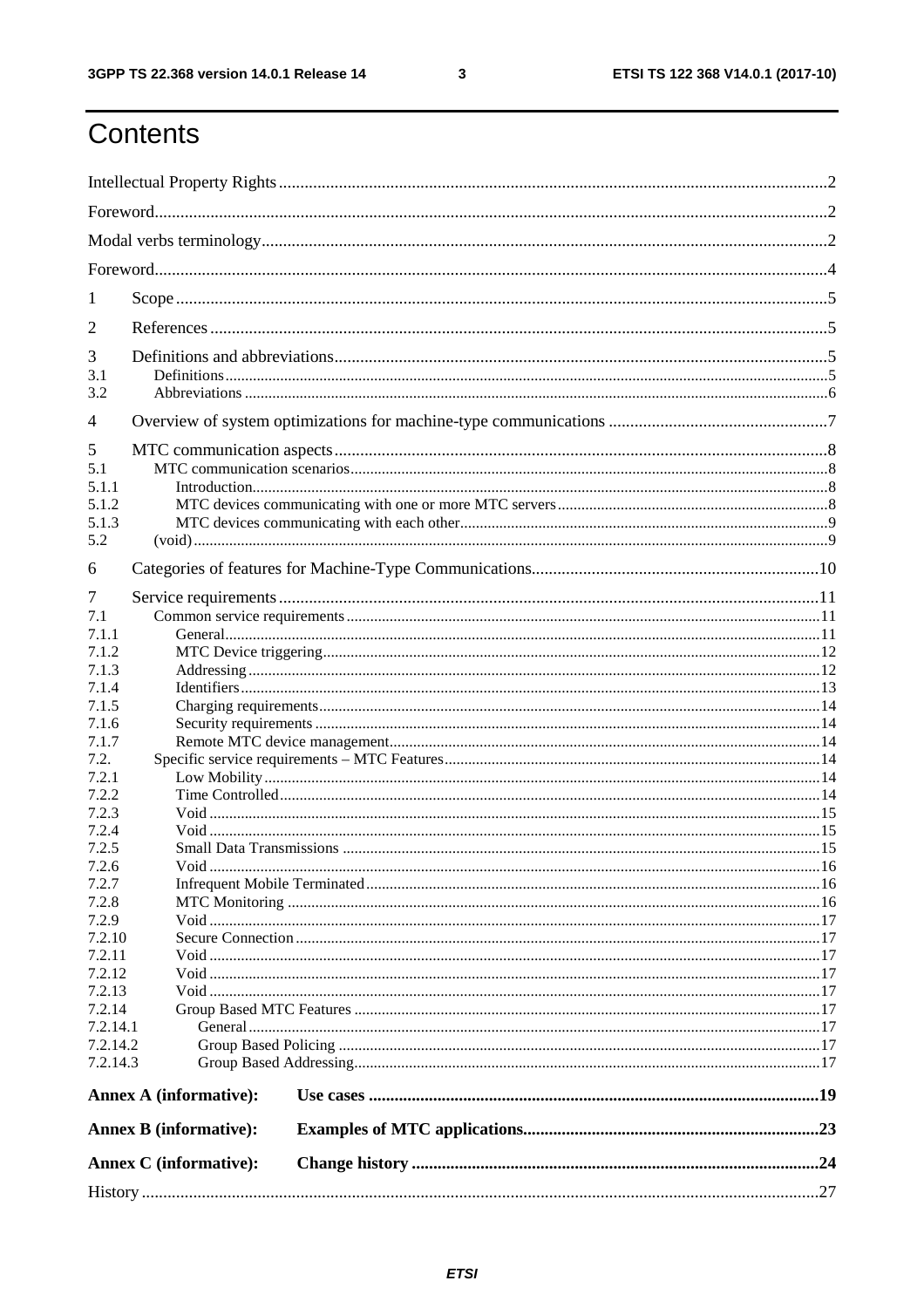# Contents

Intellectual Property Rights .......... 2
Foreword .......... 2
Modal verbs terminology .......... 2
Foreword .......... 4
1 Scope .......... 5
2 References .......... 5
3 Definitions and abbreviations .......... 5
3.1 Definitions .......... 5
3.2 Abbreviations .......... 6
4 Overview of system optimizations for machine-type communications .......... 7
5 MTC communication aspects .......... 8
5.1 MTC communication scenarios .......... 8
5.1.1 Introduction .......... 8
5.1.2 MTC devices communicating with one or more MTC servers .......... 8
5.1.3 MTC devices communicating with each other .......... 9
5.2 (void) .......... 9
6 Categories of features for Machine-Type Communications .......... 10
7 Service requirements .......... 11
7.1 Common service requirements .......... 11
7.1.1 General .......... 11
7.1.2 MTC Device triggering .......... 12
7.1.3 Addressing .......... 12
7.1.4 Identifiers .......... 13
7.1.5 Charging requirements .......... 14
7.1.6 Security requirements .......... 14
7.1.7 Remote MTC device management .......... 14
7.2. Specific service requirements – MTC Features .......... 14
7.2.1 Low Mobility .......... 14
7.2.2 Time Controlled .......... 14
7.2.3 Void .......... 15
7.2.4 Void .......... 15
7.2.5 Small Data Transmissions .......... 15
7.2.6 Void .......... 16
7.2.7 Infrequent Mobile Terminated .......... 16
7.2.8 MTC Monitoring .......... 16
7.2.9 Void .......... 17
7.2.10 Secure Connection .......... 17
7.2.11 Void .......... 17
7.2.12 Void .......... 17
7.2.13 Void .......... 17
7.2.14 Group Based MTC Features .......... 17
7.2.14.1 General .......... 17
7.2.14.2 Group Based Policing .......... 17
7.2.14.3 Group Based Addressing .......... 17

**Annex A (informative): Use cases .......... 19**

**Annex B (informative): Examples of MTC applications .......... 23**

**Annex C (informative): Change history .......... 24**

History .......... 27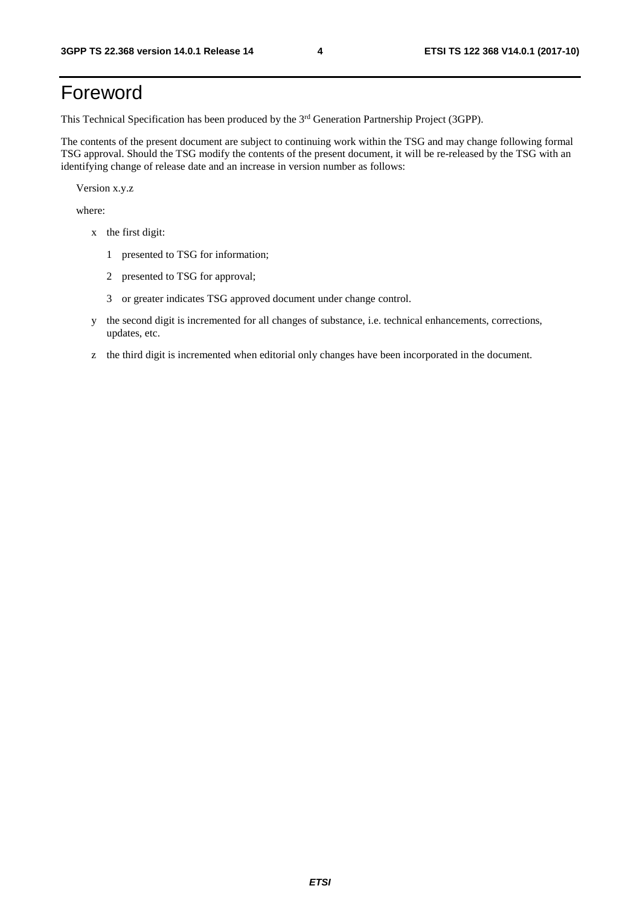# Foreword

This Technical Specification has been produced by the 3rd Generation Partnership Project (3GPP).

The contents of the present document are subject to continuing work within the TSG and may change following formal TSG approval. Should the TSG modify the contents of the present document, it will be re-released by the TSG with an identifying change of release date and an increase in version number as follows:

Version x.y.z

where:

- x the first digit:
  - 1 presented to TSG for information;
  - 2 presented to TSG for approval;
  - 3 or greater indicates TSG approved document under change control.
- y the second digit is incremented for all changes of substance, i.e. technical enhancements, corrections, updates, etc.
- z the third digit is incremented when editorial only changes have been incorporated in the document.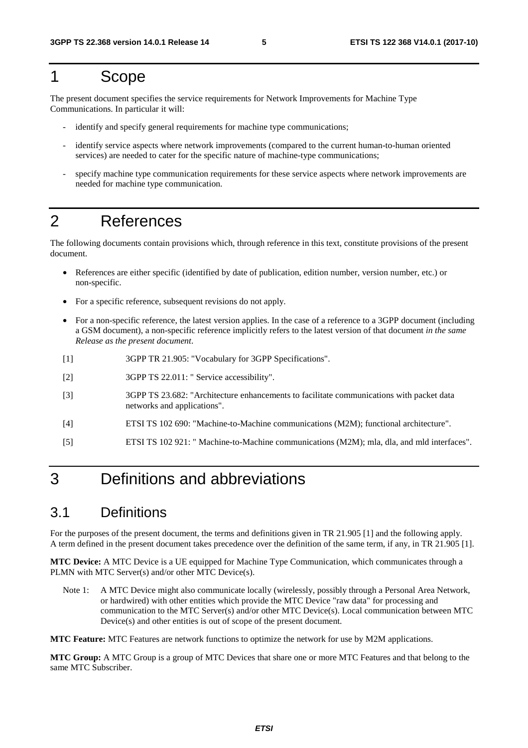# 1 Scope

The present document specifies the service requirements for Network Improvements for Machine Type Communications. In particular it will:

- identify and specify general requirements for machine type communications;
- identify service aspects where network improvements (compared to the current human-to-human oriented services) are needed to cater for the specific nature of machine-type communications;
- specify machine type communication requirements for these service aspects where network improvements are needed for machine type communication.

# 2 References

The following documents contain provisions which, through reference in this text, constitute provisions of the present document.

- References are either specific (identified by date of publication, edition number, version number, etc.) or non-specific.
- For a specific reference, subsequent revisions do not apply.
- For a non-specific reference, the latest version applies. In the case of a reference to a 3GPP document (including a GSM document), a non-specific reference implicitly refers to the latest version of that document *in the same Release as the present document*.

[1] 3GPP TR 21.905: "Vocabulary for 3GPP Specifications".

[2] 3GPP TS 22.011: " Service accessibility".

[3] 3GPP TS 23.682: "Architecture enhancements to facilitate communications with packet data networks and applications".

[4] ETSI TS 102 690: "Machine-to-Machine communications (M2M); functional architecture".

[5] ETSI TS 102 921: " Machine-to-Machine communications (M2M); mla, dla, and mld interfaces".

# 3 Definitions and abbreviations

## 3.1 Definitions

For the purposes of the present document, the terms and definitions given in TR 21.905 [1] and the following apply. A term defined in the present document takes precedence over the definition of the same term, if any, in TR 21.905 [1].

**MTC Device:** A MTC Device is a UE equipped for Machine Type Communication, which communicates through a PLMN with MTC Server(s) and/or other MTC Device(s).

Note 1: A MTC Device might also communicate locally (wirelessly, possibly through a Personal Area Network, or hardwired) with other entities which provide the MTC Device "raw data" for processing and communication to the MTC Server(s) and/or other MTC Device(s). Local communication between MTC Device(s) and other entities is out of scope of the present document.

**MTC Feature:** MTC Features are network functions to optimize the network for use by M2M applications.

**MTC Group:** A MTC Group is a group of MTC Devices that share one or more MTC Features and that belong to the same MTC Subscriber.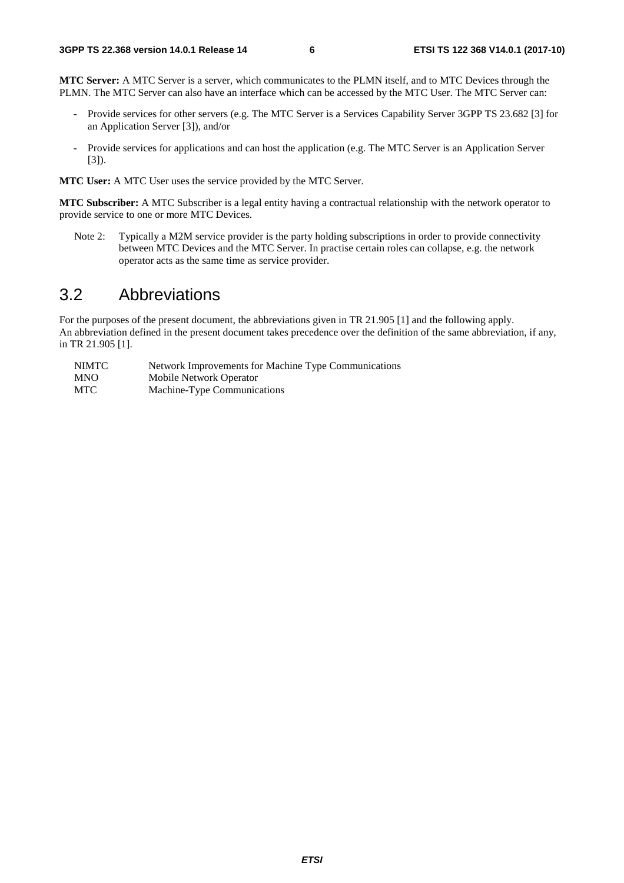**MTC Server:** A MTC Server is a server, which communicates to the PLMN itself, and to MTC Devices through the PLMN. The MTC Server can also have an interface which can be accessed by the MTC User. The MTC Server can:

- Provide services for other servers (e.g. The MTC Server is a Services Capability Server 3GPP TS 23.682 [3] for an Application Server [3]), and/or
- Provide services for applications and can host the application (e.g. The MTC Server is an Application Server [3]).

**MTC User:** A MTC User uses the service provided by the MTC Server.

**MTC Subscriber:** A MTC Subscriber is a legal entity having a contractual relationship with the network operator to provide service to one or more MTC Devices.

Note 2: Typically a M2M service provider is the party holding subscriptions in order to provide connectivity between MTC Devices and the MTC Server. In practise certain roles can collapse, e.g. the network operator acts as the same time as service provider.

## 3.2 Abbreviations

For the purposes of the present document, the abbreviations given in TR 21.905 [1] and the following apply.
An abbreviation defined in the present document takes precedence over the definition of the same abbreviation, if any, in TR 21.905 [1].

| | |
|---|---|
| NIMTC | Network Improvements for Machine Type Communications |
| MNO | Mobile Network Operator |
| MTC | Machine-Type Communications |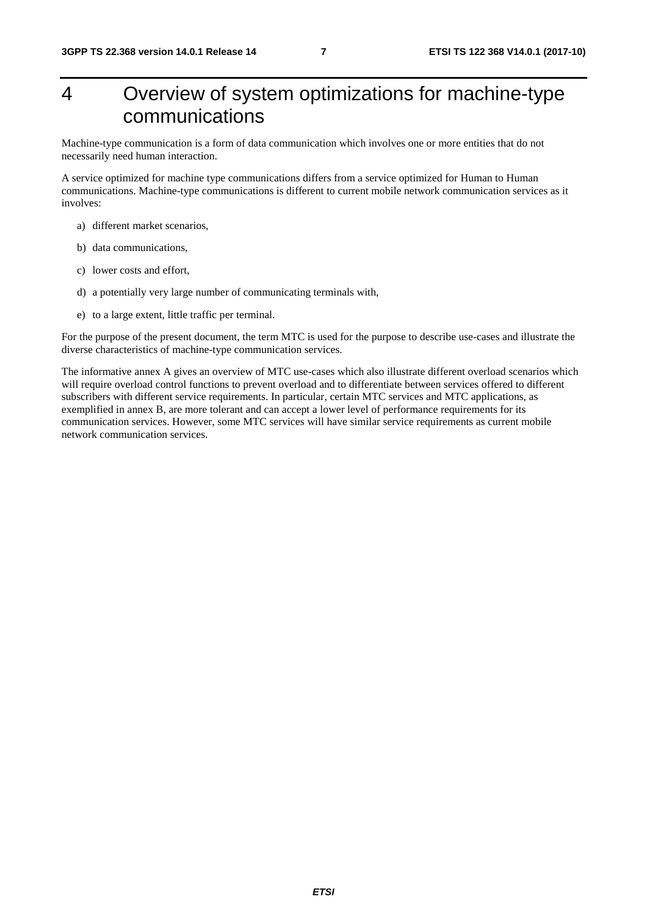# 4 Overview of system optimizations for machine-type communications

Machine-type communication is a form of data communication which involves one or more entities that do not necessarily need human interaction.

A service optimized for machine type communications differs from a service optimized for Human to Human communications. Machine-type communications is different to current mobile network communication services as it involves:

a) different market scenarios,

b) data communications,

c) lower costs and effort,

d) a potentially very large number of communicating terminals with,

e) to a large extent, little traffic per terminal.

For the purpose of the present document, the term MTC is used for the purpose to describe use-cases and illustrate the diverse characteristics of machine-type communication services.

The informative annex A gives an overview of MTC use-cases which also illustrate different overload scenarios which will require overload control functions to prevent overload and to differentiate between services offered to different subscribers with different service requirements. In particular, certain MTC services and MTC applications, as exemplified in annex B, are more tolerant and can accept a lower level of performance requirements for its communication services. However, some MTC services will have similar service requirements as current mobile network communication services.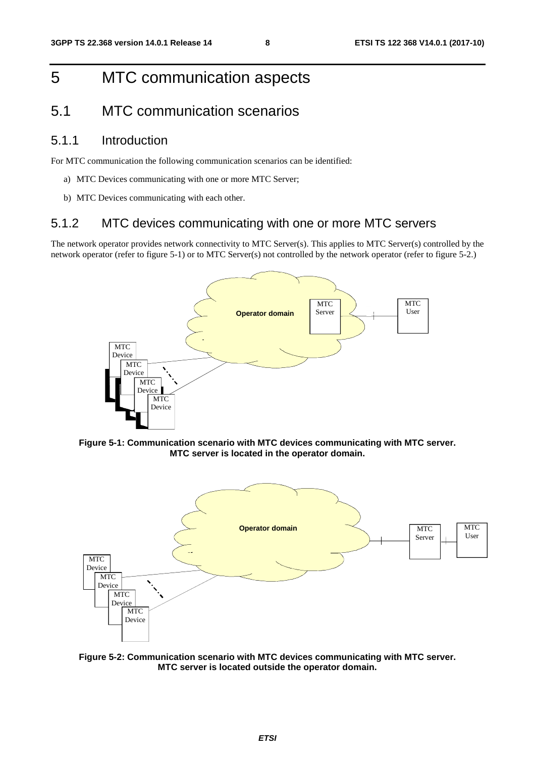# 5 MTC communication aspects

## 5.1 MTC communication scenarios

### 5.1.1 Introduction

For MTC communication the following communication scenarios can be identified:

a) MTC Devices communicating with one or more MTC Server;

b) MTC Devices communicating with each other.

### 5.1.2 MTC devices communicating with one or more MTC servers

The network operator provides network connectivity to MTC Server(s). This applies to MTC Server(s) controlled by the network operator (refer to figure 5-1) or to MTC Server(s) not controlled by the network operator (refer to figure 5-2.)

**Figure 5-1: Communication scenario with MTC devices communicating with MTC server. MTC server is located in the operator domain.**

**Figure 5-2: Communication scenario with MTC devices communicating with MTC server. MTC server is located outside the operator domain.**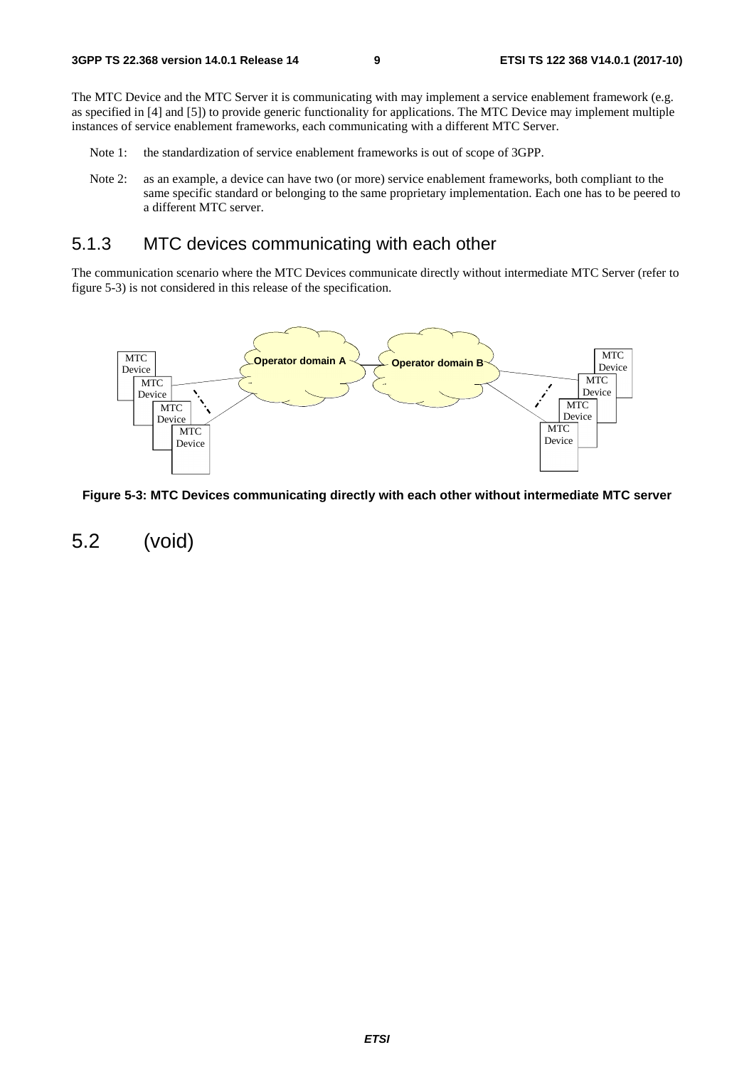The MTC Device and the MTC Server it is communicating with may implement a service enablement framework (e.g. as specified in [4] and [5]) to provide generic functionality for applications. The MTC Device may implement multiple instances of service enablement frameworks, each communicating with a different MTC Server.

Note 1: the standardization of service enablement frameworks is out of scope of 3GPP.

Note 2: as an example, a device can have two (or more) service enablement frameworks, both compliant to the same specific standard or belonging to the same proprietary implementation. Each one has to be peered to a different MTC server.

### 5.1.3 MTC devices communicating with each other

The communication scenario where the MTC Devices communicate directly without intermediate MTC Server (refer to figure 5-3) is not considered in this release of the specification.

**Figure 5-3: MTC Devices communicating directly with each other without intermediate MTC server**

## 5.2 (void)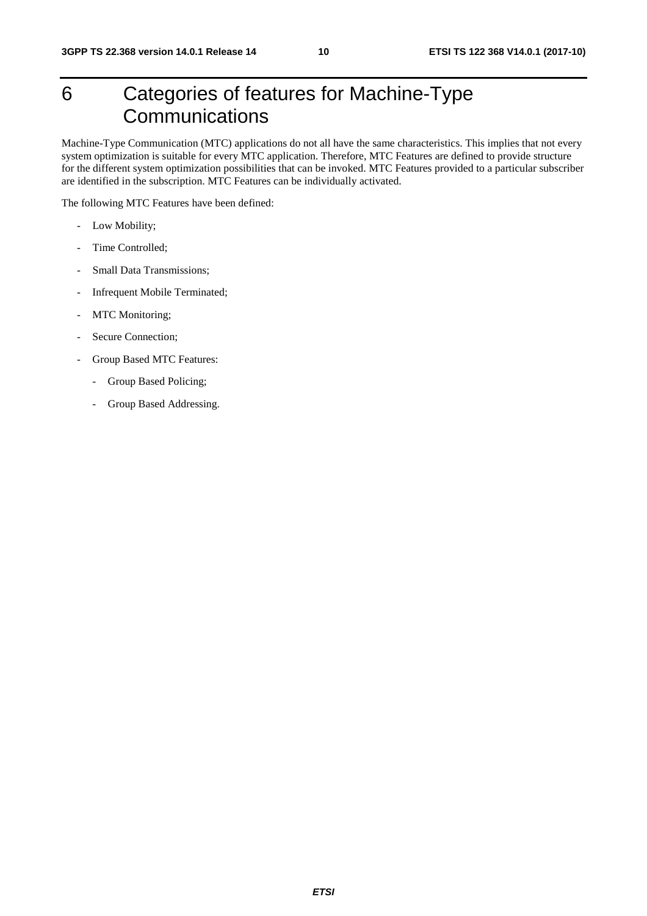# 6 Categories of features for Machine-Type Communications

Machine-Type Communication (MTC) applications do not all have the same characteristics. This implies that not every system optimization is suitable for every MTC application. Therefore, MTC Features are defined to provide structure for the different system optimization possibilities that can be invoked. MTC Features provided to a particular subscriber are identified in the subscription. MTC Features can be individually activated.

The following MTC Features have been defined:

- Low Mobility;
- Time Controlled;
- Small Data Transmissions;
- Infrequent Mobile Terminated;
- MTC Monitoring;
- Secure Connection;
- Group Based MTC Features:
  - Group Based Policing;
  - Group Based Addressing.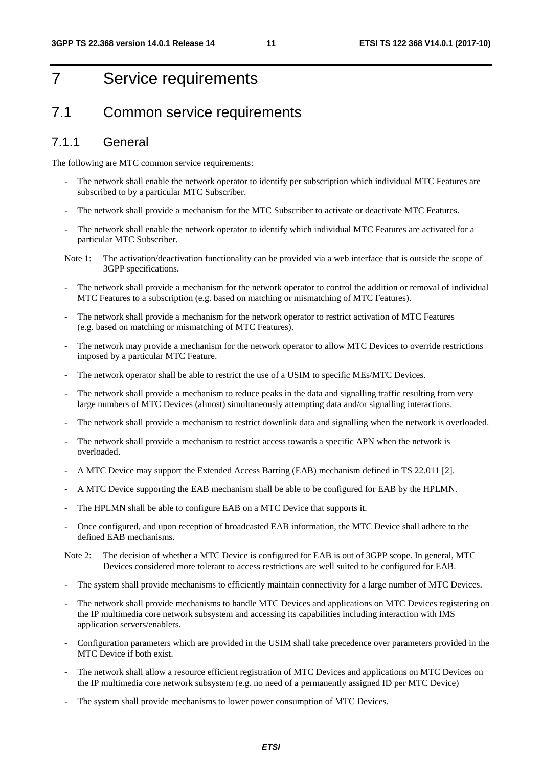# 7 Service requirements

## 7.1 Common service requirements

### 7.1.1 General

The following are MTC common service requirements:

- The network shall enable the network operator to identify per subscription which individual MTC Features are subscribed to by a particular MTC Subscriber.
- The network shall provide a mechanism for the MTC Subscriber to activate or deactivate MTC Features.
- The network shall enable the network operator to identify which individual MTC Features are activated for a particular MTC Subscriber.

Note 1: The activation/deactivation functionality can be provided via a web interface that is outside the scope of 3GPP specifications.

- The network shall provide a mechanism for the network operator to control the addition or removal of individual MTC Features to a subscription (e.g. based on matching or mismatching of MTC Features).
- The network shall provide a mechanism for the network operator to restrict activation of MTC Features (e.g. based on matching or mismatching of MTC Features).
- The network may provide a mechanism for the network operator to allow MTC Devices to override restrictions imposed by a particular MTC Feature.
- The network operator shall be able to restrict the use of a USIM to specific MEs/MTC Devices.
- The network shall provide a mechanism to reduce peaks in the data and signalling traffic resulting from very large numbers of MTC Devices (almost) simultaneously attempting data and/or signalling interactions.
- The network shall provide a mechanism to restrict downlink data and signalling when the network is overloaded.
- The network shall provide a mechanism to restrict access towards a specific APN when the network is overloaded.
- A MTC Device may support the Extended Access Barring (EAB) mechanism defined in TS 22.011 [2].
- A MTC Device supporting the EAB mechanism shall be able to be configured for EAB by the HPLMN.
- The HPLMN shall be able to configure EAB on a MTC Device that supports it.
- Once configured, and upon reception of broadcasted EAB information, the MTC Device shall adhere to the defined EAB mechanisms.

Note 2: The decision of whether a MTC Device is configured for EAB is out of 3GPP scope. In general, MTC Devices considered more tolerant to access restrictions are well suited to be configured for EAB.

- The system shall provide mechanisms to efficiently maintain connectivity for a large number of MTC Devices.
- The network shall provide mechanisms to handle MTC Devices and applications on MTC Devices registering on the IP multimedia core network subsystem and accessing its capabilities including interaction with IMS application servers/enablers.
- Configuration parameters which are provided in the USIM shall take precedence over parameters provided in the MTC Device if both exist.
- The network shall allow a resource efficient registration of MTC Devices and applications on MTC Devices on the IP multimedia core network subsystem (e.g. no need of a permanently assigned ID per MTC Device)
- The system shall provide mechanisms to lower power consumption of MTC Devices.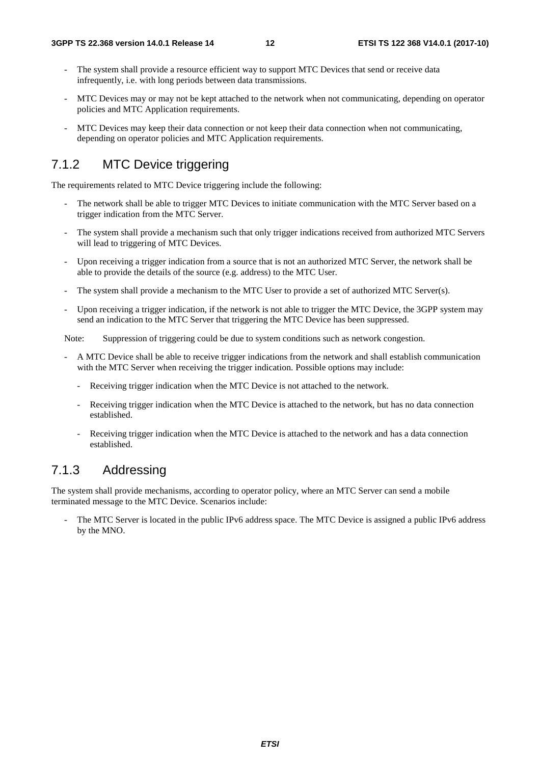- The system shall provide a resource efficient way to support MTC Devices that send or receive data infrequently, i.e. with long periods between data transmissions.
- MTC Devices may or may not be kept attached to the network when not communicating, depending on operator policies and MTC Application requirements.
- MTC Devices may keep their data connection or not keep their data connection when not communicating, depending on operator policies and MTC Application requirements.

### 7.1.2 MTC Device triggering

The requirements related to MTC Device triggering include the following:

- The network shall be able to trigger MTC Devices to initiate communication with the MTC Server based on a trigger indication from the MTC Server.
- The system shall provide a mechanism such that only trigger indications received from authorized MTC Servers will lead to triggering of MTC Devices.
- Upon receiving a trigger indication from a source that is not an authorized MTC Server, the network shall be able to provide the details of the source (e.g. address) to the MTC User.
- The system shall provide a mechanism to the MTC User to provide a set of authorized MTC Server(s).
- Upon receiving a trigger indication, if the network is not able to trigger the MTC Device, the 3GPP system may send an indication to the MTC Server that triggering the MTC Device has been suppressed.

Note: Suppression of triggering could be due to system conditions such as network congestion.

- A MTC Device shall be able to receive trigger indications from the network and shall establish communication with the MTC Server when receiving the trigger indication. Possible options may include:
  - Receiving trigger indication when the MTC Device is not attached to the network.
  - Receiving trigger indication when the MTC Device is attached to the network, but has no data connection established.
  - Receiving trigger indication when the MTC Device is attached to the network and has a data connection established.

### 7.1.3 Addressing

The system shall provide mechanisms, according to operator policy, where an MTC Server can send a mobile terminated message to the MTC Device. Scenarios include:

- The MTC Server is located in the public IPv6 address space. The MTC Device is assigned a public IPv6 address by the MNO.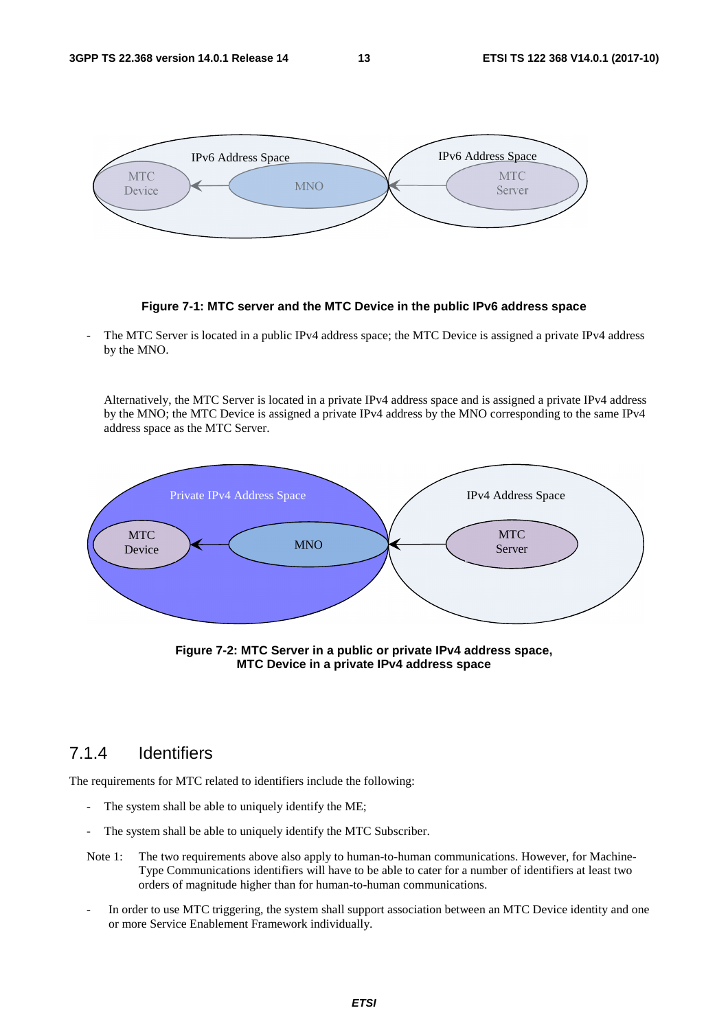**Figure 7-1: MTC server and the MTC Device in the public IPv6 address space**

- The MTC Server is located in a public IPv4 address space; the MTC Device is assigned a private IPv4 address by the MNO.

  Alternatively, the MTC Server is located in a private IPv4 address space and is assigned a private IPv4 address by the MNO; the MTC Device is assigned a private IPv4 address by the MNO corresponding to the same IPv4 address space as the MTC Server.

**Figure 7-2: MTC Server in a public or private IPv4 address space, MTC Device in a private IPv4 address space**

### 7.1.4 Identifiers

The requirements for MTC related to identifiers include the following:

- The system shall be able to uniquely identify the ME;
- The system shall be able to uniquely identify the MTC Subscriber.

Note 1: The two requirements above also apply to human-to-human communications. However, for Machine-Type Communications identifiers will have to be able to cater for a number of identifiers at least two orders of magnitude higher than for human-to-human communications.

- In order to use MTC triggering, the system shall support association between an MTC Device identity and one or more Service Enablement Framework individually.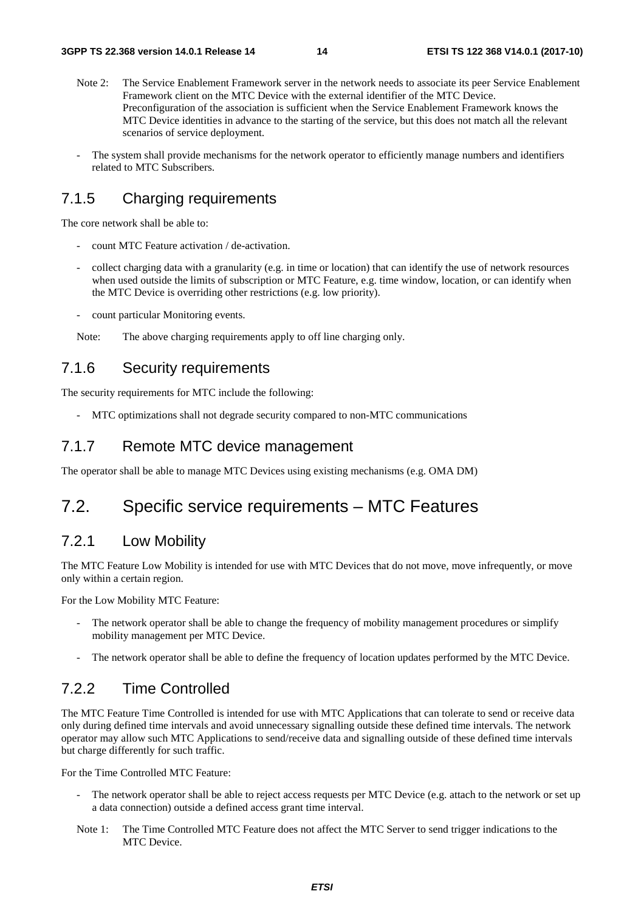Note 2: The Service Enablement Framework server in the network needs to associate its peer Service Enablement Framework client on the MTC Device with the external identifier of the MTC Device. Preconfiguration of the association is sufficient when the Service Enablement Framework knows the MTC Device identities in advance to the starting of the service, but this does not match all the relevant scenarios of service deployment.

- The system shall provide mechanisms for the network operator to efficiently manage numbers and identifiers related to MTC Subscribers.

### 7.1.5 Charging requirements

The core network shall be able to:

- count MTC Feature activation / de-activation.
- collect charging data with a granularity (e.g. in time or location) that can identify the use of network resources when used outside the limits of subscription or MTC Feature, e.g. time window, location, or can identify when the MTC Device is overriding other restrictions (e.g. low priority).
- count particular Monitoring events.

Note: The above charging requirements apply to off line charging only.

### 7.1.6 Security requirements

The security requirements for MTC include the following:

- MTC optimizations shall not degrade security compared to non-MTC communications

### 7.1.7 Remote MTC device management

The operator shall be able to manage MTC Devices using existing mechanisms (e.g. OMA DM)

## 7.2. Specific service requirements – MTC Features

### 7.2.1 Low Mobility

The MTC Feature Low Mobility is intended for use with MTC Devices that do not move, move infrequently, or move only within a certain region.

For the Low Mobility MTC Feature:

- The network operator shall be able to change the frequency of mobility management procedures or simplify mobility management per MTC Device.
- The network operator shall be able to define the frequency of location updates performed by the MTC Device.

### 7.2.2 Time Controlled

The MTC Feature Time Controlled is intended for use with MTC Applications that can tolerate to send or receive data only during defined time intervals and avoid unnecessary signalling outside these defined time intervals. The network operator may allow such MTC Applications to send/receive data and signalling outside of these defined time intervals but charge differently for such traffic.

For the Time Controlled MTC Feature:

- The network operator shall be able to reject access requests per MTC Device (e.g. attach to the network or set up a data connection) outside a defined access grant time interval.

Note 1: The Time Controlled MTC Feature does not affect the MTC Server to send trigger indications to the MTC Device.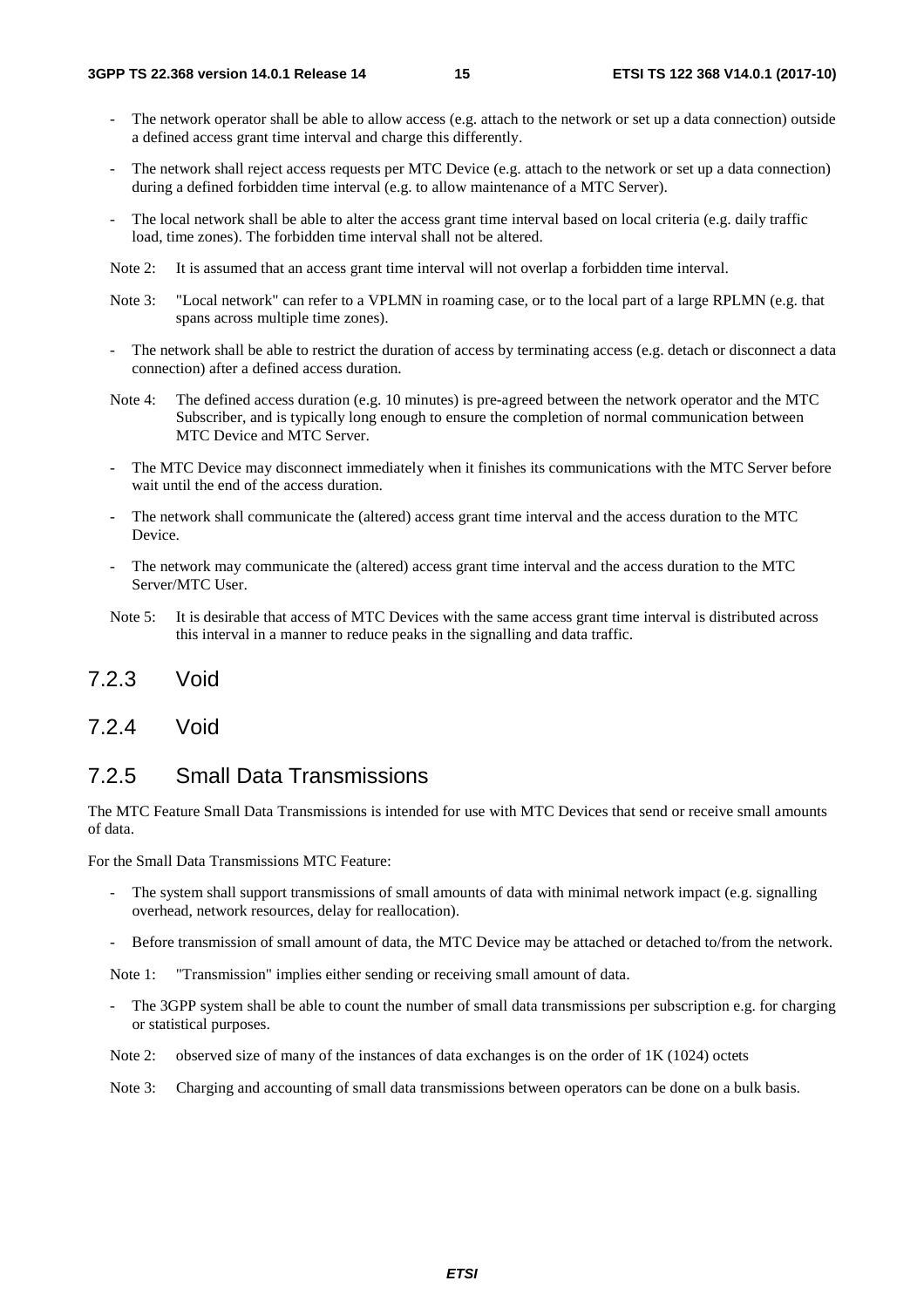- The network operator shall be able to allow access (e.g. attach to the network or set up a data connection) outside a defined access grant time interval and charge this differently.

- The network shall reject access requests per MTC Device (e.g. attach to the network or set up a data connection) during a defined forbidden time interval (e.g. to allow maintenance of a MTC Server).

- The local network shall be able to alter the access grant time interval based on local criteria (e.g. daily traffic load, time zones). The forbidden time interval shall not be altered.

Note 2: It is assumed that an access grant time interval will not overlap a forbidden time interval.

Note 3: "Local network" can refer to a VPLMN in roaming case, or to the local part of a large RPLMN (e.g. that spans across multiple time zones).

- The network shall be able to restrict the duration of access by terminating access (e.g. detach or disconnect a data connection) after a defined access duration.

Note 4: The defined access duration (e.g. 10 minutes) is pre-agreed between the network operator and the MTC Subscriber, and is typically long enough to ensure the completion of normal communication between MTC Device and MTC Server.

- The MTC Device may disconnect immediately when it finishes its communications with the MTC Server before wait until the end of the access duration.

- The network shall communicate the (altered) access grant time interval and the access duration to the MTC Device.

- The network may communicate the (altered) access grant time interval and the access duration to the MTC Server/MTC User.

Note 5: It is desirable that access of MTC Devices with the same access grant time interval is distributed across this interval in a manner to reduce peaks in the signalling and data traffic.

### 7.2.3 Void

### 7.2.4 Void

### 7.2.5 Small Data Transmissions

The MTC Feature Small Data Transmissions is intended for use with MTC Devices that send or receive small amounts of data.

For the Small Data Transmissions MTC Feature:

- The system shall support transmissions of small amounts of data with minimal network impact (e.g. signalling overhead, network resources, delay for reallocation).

- Before transmission of small amount of data, the MTC Device may be attached or detached to/from the network.

Note 1: "Transmission" implies either sending or receiving small amount of data.

- The 3GPP system shall be able to count the number of small data transmissions per subscription e.g. for charging or statistical purposes.

Note 2: observed size of many of the instances of data exchanges is on the order of 1K (1024) octets

Note 3: Charging and accounting of small data transmissions between operators can be done on a bulk basis.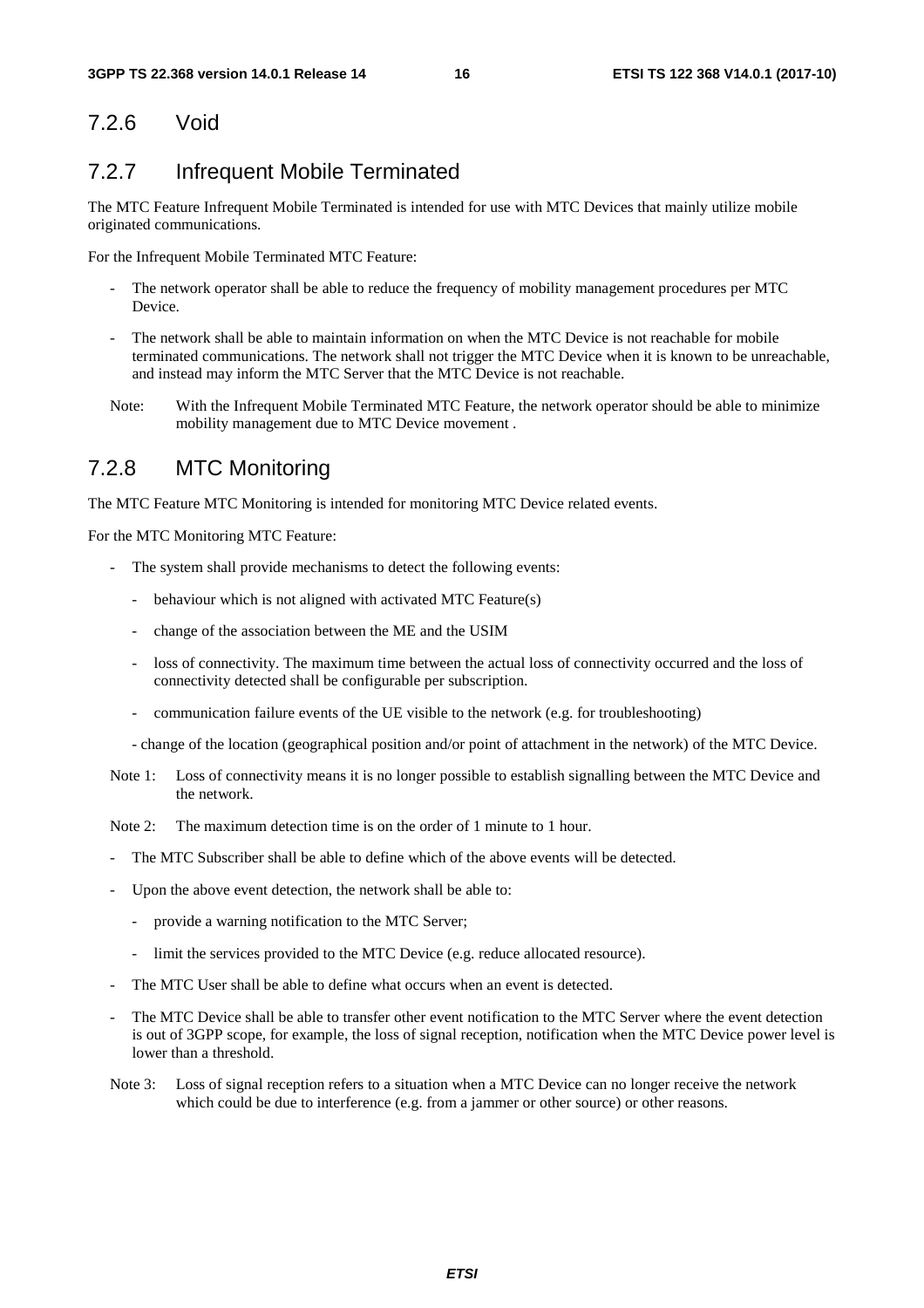### 7.2.6 Void

### 7.2.7 Infrequent Mobile Terminated

The MTC Feature Infrequent Mobile Terminated is intended for use with MTC Devices that mainly utilize mobile originated communications.

For the Infrequent Mobile Terminated MTC Feature:

- The network operator shall be able to reduce the frequency of mobility management procedures per MTC Device.
- The network shall be able to maintain information on when the MTC Device is not reachable for mobile terminated communications. The network shall not trigger the MTC Device when it is known to be unreachable, and instead may inform the MTC Server that the MTC Device is not reachable.

Note: With the Infrequent Mobile Terminated MTC Feature, the network operator should be able to minimize mobility management due to MTC Device movement .

### 7.2.8 MTC Monitoring

The MTC Feature MTC Monitoring is intended for monitoring MTC Device related events.

For the MTC Monitoring MTC Feature:

- The system shall provide mechanisms to detect the following events:
  - behaviour which is not aligned with activated MTC Feature(s)
  - change of the association between the ME and the USIM
  - loss of connectivity. The maximum time between the actual loss of connectivity occurred and the loss of connectivity detected shall be configurable per subscription.
  - communication failure events of the UE visible to the network (e.g. for troubleshooting)
  - change of the location (geographical position and/or point of attachment in the network) of the MTC Device.

Note 1: Loss of connectivity means it is no longer possible to establish signalling between the MTC Device and the network.

Note 2: The maximum detection time is on the order of 1 minute to 1 hour.

- The MTC Subscriber shall be able to define which of the above events will be detected.
- Upon the above event detection, the network shall be able to:
  - provide a warning notification to the MTC Server;
  - limit the services provided to the MTC Device (e.g. reduce allocated resource).
- The MTC User shall be able to define what occurs when an event is detected.
- The MTC Device shall be able to transfer other event notification to the MTC Server where the event detection is out of 3GPP scope, for example, the loss of signal reception, notification when the MTC Device power level is lower than a threshold.

Note 3: Loss of signal reception refers to a situation when a MTC Device can no longer receive the network which could be due to interference (e.g. from a jammer or other source) or other reasons.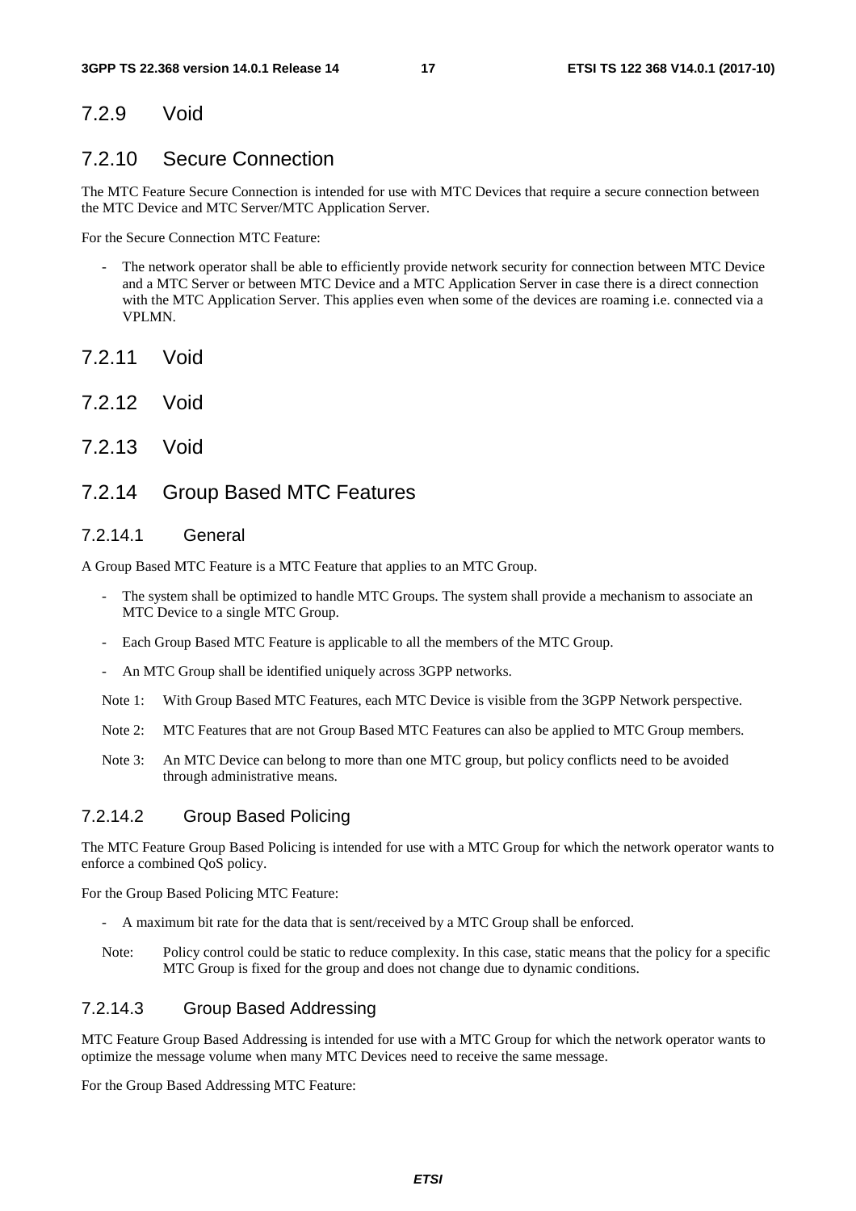## 7.2.9 Void

## 7.2.10 Secure Connection

The MTC Feature Secure Connection is intended for use with MTC Devices that require a secure connection between the MTC Device and MTC Server/MTC Application Server.

For the Secure Connection MTC Feature:

- The network operator shall be able to efficiently provide network security for connection between MTC Device and a MTC Server or between MTC Device and a MTC Application Server in case there is a direct connection with the MTC Application Server. This applies even when some of the devices are roaming i.e. connected via a VPLMN.

## 7.2.11 Void

## 7.2.12 Void

## 7.2.13 Void

## 7.2.14 Group Based MTC Features

### 7.2.14.1 General

A Group Based MTC Feature is a MTC Feature that applies to an MTC Group.

- The system shall be optimized to handle MTC Groups. The system shall provide a mechanism to associate an MTC Device to a single MTC Group.
- Each Group Based MTC Feature is applicable to all the members of the MTC Group.
- An MTC Group shall be identified uniquely across 3GPP networks.

Note 1: With Group Based MTC Features, each MTC Device is visible from the 3GPP Network perspective.

Note 2: MTC Features that are not Group Based MTC Features can also be applied to MTC Group members.

Note 3: An MTC Device can belong to more than one MTC group, but policy conflicts need to be avoided through administrative means.

### 7.2.14.2 Group Based Policing

The MTC Feature Group Based Policing is intended for use with a MTC Group for which the network operator wants to enforce a combined QoS policy.

For the Group Based Policing MTC Feature:

- A maximum bit rate for the data that is sent/received by a MTC Group shall be enforced.

Note: Policy control could be static to reduce complexity. In this case, static means that the policy for a specific MTC Group is fixed for the group and does not change due to dynamic conditions.

### 7.2.14.3 Group Based Addressing

MTC Feature Group Based Addressing is intended for use with a MTC Group for which the network operator wants to optimize the message volume when many MTC Devices need to receive the same message.

For the Group Based Addressing MTC Feature: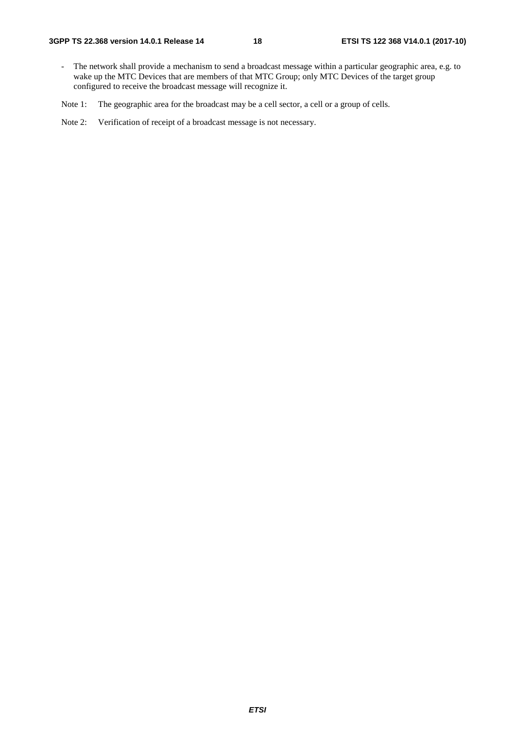- The network shall provide a mechanism to send a broadcast message within a particular geographic area, e.g. to wake up the MTC Devices that are members of that MTC Group; only MTC Devices of the target group configured to receive the broadcast message will recognize it.

Note 1: The geographic area for the broadcast may be a cell sector, a cell or a group of cells.

Note 2: Verification of receipt of a broadcast message is not necessary.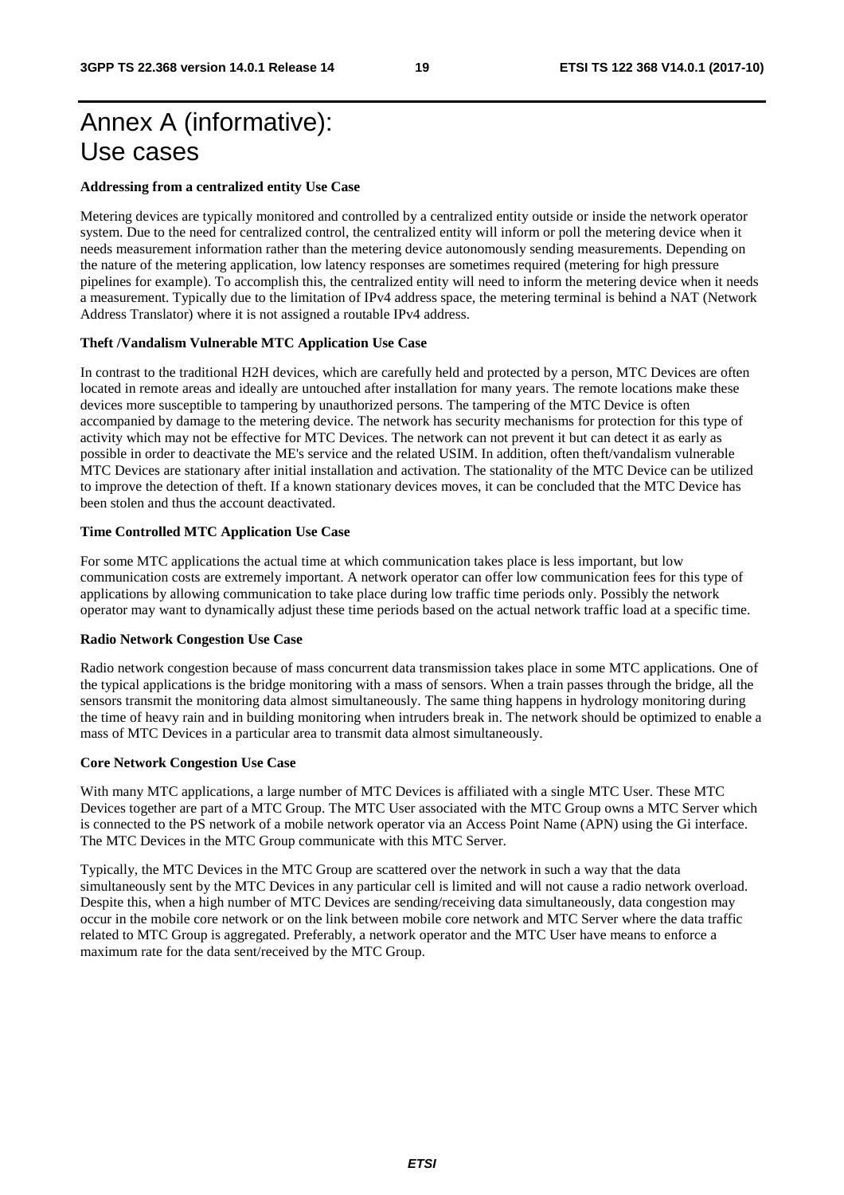# Annex A (informative): Use cases

**Addressing from a centralized entity Use Case**

Metering devices are typically monitored and controlled by a centralized entity outside or inside the network operator system. Due to the need for centralized control, the centralized entity will inform or poll the metering device when it needs measurement information rather than the metering device autonomously sending measurements. Depending on the nature of the metering application, low latency responses are sometimes required (metering for high pressure pipelines for example). To accomplish this, the centralized entity will need to inform the metering device when it needs a measurement. Typically due to the limitation of IPv4 address space, the metering terminal is behind a NAT (Network Address Translator) where it is not assigned a routable IPv4 address.

**Theft /Vandalism Vulnerable MTC Application Use Case**

In contrast to the traditional H2H devices, which are carefully held and protected by a person, MTC Devices are often located in remote areas and ideally are untouched after installation for many years. The remote locations make these devices more susceptible to tampering by unauthorized persons. The tampering of the MTC Device is often accompanied by damage to the metering device. The network has security mechanisms for protection for this type of activity which may not be effective for MTC Devices. The network can not prevent it but can detect it as early as possible in order to deactivate the ME's service and the related USIM. In addition, often theft/vandalism vulnerable MTC Devices are stationary after initial installation and activation. The stationality of the MTC Device can be utilized to improve the detection of theft. If a known stationary devices moves, it can be concluded that the MTC Device has been stolen and thus the account deactivated.

**Time Controlled MTC Application Use Case**

For some MTC applications the actual time at which communication takes place is less important, but low communication costs are extremely important. A network operator can offer low communication fees for this type of applications by allowing communication to take place during low traffic time periods only. Possibly the network operator may want to dynamically adjust these time periods based on the actual network traffic load at a specific time.

**Radio Network Congestion Use Case**

Radio network congestion because of mass concurrent data transmission takes place in some MTC applications. One of the typical applications is the bridge monitoring with a mass of sensors. When a train passes through the bridge, all the sensors transmit the monitoring data almost simultaneously. The same thing happens in hydrology monitoring during the time of heavy rain and in building monitoring when intruders break in. The network should be optimized to enable a mass of MTC Devices in a particular area to transmit data almost simultaneously.

**Core Network Congestion Use Case**

With many MTC applications, a large number of MTC Devices is affiliated with a single MTC User. These MTC Devices together are part of a MTC Group. The MTC User associated with the MTC Group owns a MTC Server which is connected to the PS network of a mobile network operator via an Access Point Name (APN) using the Gi interface. The MTC Devices in the MTC Group communicate with this MTC Server.

Typically, the MTC Devices in the MTC Group are scattered over the network in such a way that the data simultaneously sent by the MTC Devices in any particular cell is limited and will not cause a radio network overload. Despite this, when a high number of MTC Devices are sending/receiving data simultaneously, data congestion may occur in the mobile core network or on the link between mobile core network and MTC Server where the data traffic related to MTC Group is aggregated. Preferably, a network operator and the MTC User have means to enforce a maximum rate for the data sent/received by the MTC Group.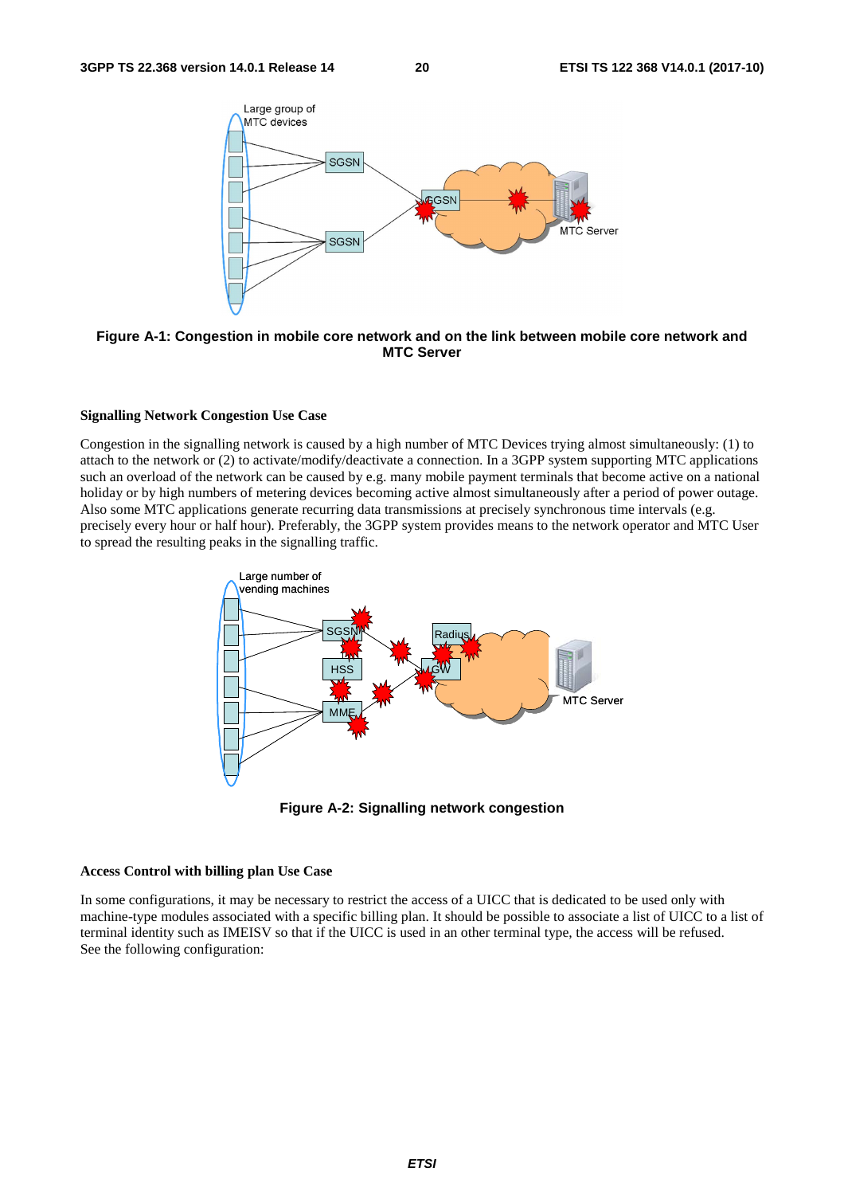**Figure A-1: Congestion in mobile core network and on the link between mobile core network and MTC Server**

**Signalling Network Congestion Use Case**

Congestion in the signalling network is caused by a high number of MTC Devices trying almost simultaneously: (1) to attach to the network or (2) to activate/modify/deactivate a connection. In a 3GPP system supporting MTC applications such an overload of the network can be caused by e.g. many mobile payment terminals that become active on a national holiday or by high numbers of metering devices becoming active almost simultaneously after a period of power outage. Also some MTC applications generate recurring data transmissions at precisely synchronous time intervals (e.g. precisely every hour or half hour). Preferably, the 3GPP system provides means to the network operator and MTC User to spread the resulting peaks in the signalling traffic.

**Figure A-2: Signalling network congestion**

**Access Control with billing plan Use Case**

In some configurations, it may be necessary to restrict the access of a UICC that is dedicated to be used only with machine-type modules associated with a specific billing plan. It should be possible to associate a list of UICC to a list of terminal identity such as IMEISV so that if the UICC is used in an other terminal type, the access will be refused. See the following configuration: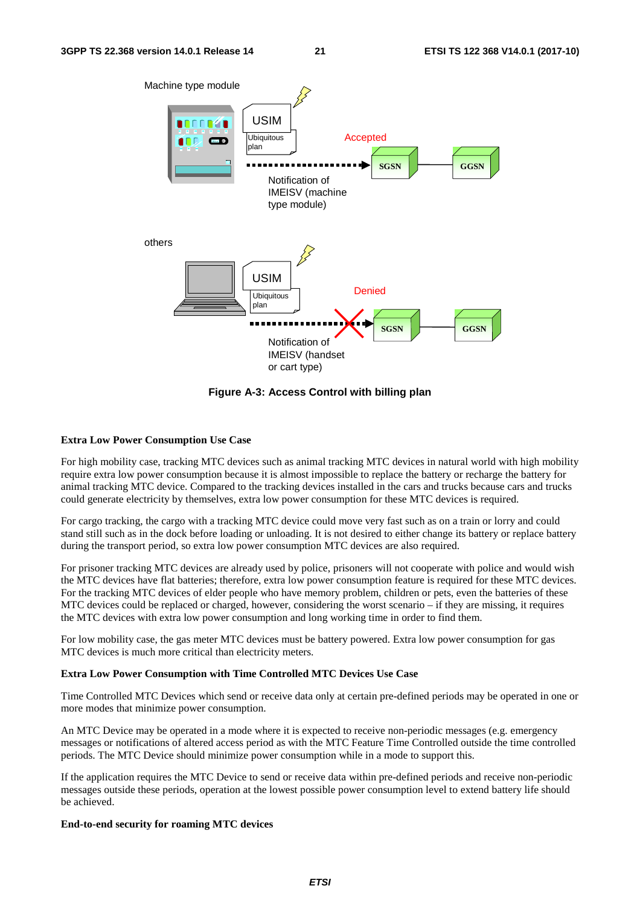Machine type module

USIM

Ubiquitous plan

Accepted

SGSN

GGSN

Notification of IMEISV (machine type module)

others

USIM

Ubiquitous plan

Denied

SGSN

GGSN

Notification of IMEISV (handset or cart type)

**Figure A-3: Access Control with billing plan**

**Extra Low Power Consumption Use Case**

For high mobility case, tracking MTC devices such as animal tracking MTC devices in natural world with high mobility require extra low power consumption because it is almost impossible to replace the battery or recharge the battery for animal tracking MTC device. Compared to the tracking devices installed in the cars and trucks because cars and trucks could generate electricity by themselves, extra low power consumption for these MTC devices is required.

For cargo tracking, the cargo with a tracking MTC device could move very fast such as on a train or lorry and could stand still such as in the dock before loading or unloading. It is not desired to either change its battery or replace battery during the transport period, so extra low power consumption MTC devices are also required.

For prisoner tracking MTC devices are already used by police, prisoners will not cooperate with police and would wish the MTC devices have flat batteries; therefore, extra low power consumption feature is required for these MTC devices. For the tracking MTC devices of elder people who have memory problem, children or pets, even the batteries of these MTC devices could be replaced or charged, however, considering the worst scenario – if they are missing, it requires the MTC devices with extra low power consumption and long working time in order to find them.

For low mobility case, the gas meter MTC devices must be battery powered. Extra low power consumption for gas MTC devices is much more critical than electricity meters.

**Extra Low Power Consumption with Time Controlled MTC Devices Use Case**

Time Controlled MTC Devices which send or receive data only at certain pre-defined periods may be operated in one or more modes that minimize power consumption.

An MTC Device may be operated in a mode where it is expected to receive non-periodic messages (e.g. emergency messages or notifications of altered access period as with the MTC Feature Time Controlled outside the time controlled periods. The MTC Device should minimize power consumption while in a mode to support this.

If the application requires the MTC Device to send or receive data within pre-defined periods and receive non-periodic messages outside these periods, operation at the lowest possible power consumption level to extend battery life should be achieved.

**End-to-end security for roaming MTC devices**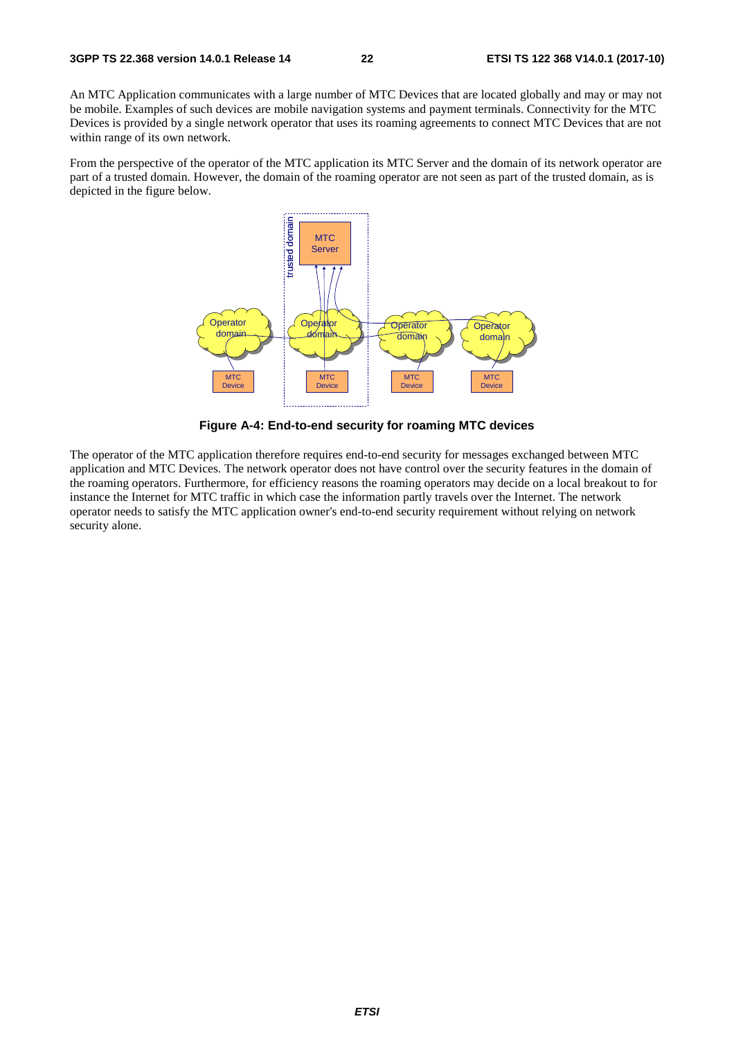An MTC Application communicates with a large number of MTC Devices that are located globally and may or may not be mobile. Examples of such devices are mobile navigation systems and payment terminals. Connectivity for the MTC Devices is provided by a single network operator that uses its roaming agreements to connect MTC Devices that are not within range of its own network.

From the perspective of the operator of the MTC application its MTC Server and the domain of its network operator are part of a trusted domain. However, the domain of the roaming operator are not seen as part of the trusted domain, as is depicted in the figure below.

**Figure A-4: End-to-end security for roaming MTC devices**

The operator of the MTC application therefore requires end-to-end security for messages exchanged between MTC application and MTC Devices. The network operator does not have control over the security features in the domain of the roaming operators. Furthermore, for efficiency reasons the roaming operators may decide on a local breakout to for instance the Internet for MTC traffic in which case the information partly travels over the Internet. The network operator needs to satisfy the MTC application owner's end-to-end security requirement without relying on network security alone.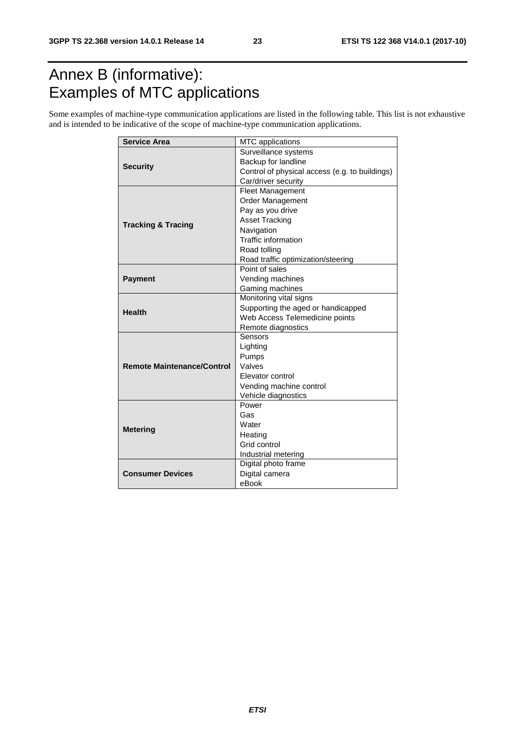# Annex B (informative): Examples of MTC applications

Some examples of machine-type communication applications are listed in the following table. This list is not exhaustive and is intended to be indicative of the scope of machine-type communication applications.

| **Service Area** | MTC applications |
|---|---|
| **Security** | Surveillance systems<br>Backup for landline<br>Control of physical access (e.g. to buildings)<br>Car/driver security |
| **Tracking & Tracing** | Fleet Management<br>Order Management<br>Pay as you drive<br>Asset Tracking<br>Navigation<br>Traffic information<br>Road tolling<br>Road traffic optimization/steering |
| **Payment** | Point of sales<br>Vending machines<br>Gaming machines |
| **Health** | Monitoring vital signs<br>Supporting the aged or handicapped<br>Web Access Telemedicine points<br>Remote diagnostics |
| **Remote Maintenance/Control** | Sensors<br>Lighting<br>Pumps<br>Valves<br>Elevator control<br>Vending machine control<br>Vehicle diagnostics |
| **Metering** | Power<br>Gas<br>Water<br>Heating<br>Grid control<br>Industrial metering |
| **Consumer Devices** | Digital photo frame<br>Digital camera<br>eBook |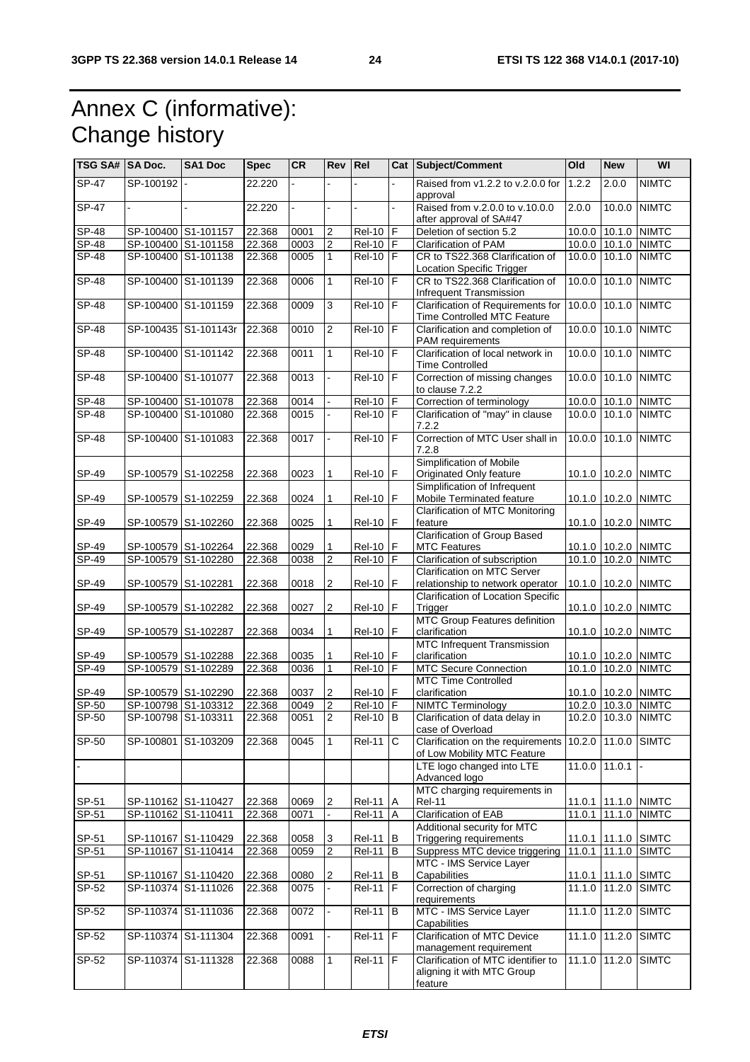# Annex C (informative): Change history

| TSG SA# | SA Doc. | SA1 Doc | Spec | CR | Rev | Rel | Cat | Subject/Comment | Old | New | WI |
|---|---|---|---|---|---|---|---|---|---|---|---|
| SP-47 | SP-100192 | - | 22.220 | - | - | - | - | Raised from v1.2.2 to v.2.0.0 for approval | 1.2.2 | 2.0.0 | NIMTC |
| SP-47 | - | - | 22.220 | - | - | - | - | Raised from v.2.0.0 to v.10.0.0 after approval of SA#47 | 2.0.0 | 10.0.0 | NIMTC |
| SP-48 | SP-100400 | S1-101157 | 22.368 | 0001 | 2 | Rel-10 | F | Deletion of section 5.2 | 10.0.0 | 10.1.0 | NIMTC |
| SP-48 | SP-100400 | S1-101158 | 22.368 | 0003 | 2 | Rel-10 | F | Clarification of PAM | 10.0.0 | 10.1.0 | NIMTC |
| SP-48 | SP-100400 | S1-101138 | 22.368 | 0005 | 1 | Rel-10 | F | CR to TS22.368 Clarification of Location Specific Trigger | 10.0.0 | 10.1.0 | NIMTC |
| SP-48 | SP-100400 | S1-101139 | 22.368 | 0006 | 1 | Rel-10 | F | CR to TS22.368 Clarification of Infrequent Transmission | 10.0.0 | 10.1.0 | NIMTC |
| SP-48 | SP-100400 | S1-101159 | 22.368 | 0009 | 3 | Rel-10 | F | Clarification of Requirements for Time Controlled MTC Feature | 10.0.0 | 10.1.0 | NIMTC |
| SP-48 | SP-100435 | S1-101143r | 22.368 | 0010 | 2 | Rel-10 | F | Clarification and completion of PAM requirements | 10.0.0 | 10.1.0 | NIMTC |
| SP-48 | SP-100400 | S1-101142 | 22.368 | 0011 | 1 | Rel-10 | F | Clarification of local network in Time Controlled | 10.0.0 | 10.1.0 | NIMTC |
| SP-48 | SP-100400 | S1-101077 | 22.368 | 0013 | - | Rel-10 | F | Correction of missing changes to clause 7.2.2 | 10.0.0 | 10.1.0 | NIMTC |
| SP-48 | SP-100400 | S1-101078 | 22.368 | 0014 | - | Rel-10 | F | Correction of terminology | 10.0.0 | 10.1.0 | NIMTC |
| SP-48 | SP-100400 | S1-101080 | 22.368 | 0015 | - | Rel-10 | F | Clarification of "may" in clause 7.2.2 | 10.0.0 | 10.1.0 | NIMTC |
| SP-48 | SP-100400 | S1-101083 | 22.368 | 0017 | - | Rel-10 | F | Correction of MTC User shall in 7.2.8 | 10.0.0 | 10.1.0 | NIMTC |
| SP-49 | SP-100579 | S1-102258 | 22.368 | 0023 | 1 | Rel-10 | F | Simplification of Mobile Originated Only feature | 10.1.0 | 10.2.0 | NIMTC |
| SP-49 | SP-100579 | S1-102259 | 22.368 | 0024 | 1 | Rel-10 | F | Simplification of Infrequent Mobile Terminated feature | 10.1.0 | 10.2.0 | NIMTC |
| SP-49 | SP-100579 | S1-102260 | 22.368 | 0025 | 1 | Rel-10 | F | Clarification of MTC Monitoring feature | 10.1.0 | 10.2.0 | NIMTC |
| SP-49 | SP-100579 | S1-102264 | 22.368 | 0029 | 1 | Rel-10 | F | Clarification of Group Based MTC Features | 10.1.0 | 10.2.0 | NIMTC |
| SP-49 | SP-100579 | S1-102280 | 22.368 | 0038 | 2 | Rel-10 | F | Clarification of subscription | 10.1.0 | 10.2.0 | NIMTC |
| SP-49 | SP-100579 | S1-102281 | 22.368 | 0018 | 2 | Rel-10 | F | Clarification on MTC Server relationship to network operator | 10.1.0 | 10.2.0 | NIMTC |
| SP-49 | SP-100579 | S1-102282 | 22.368 | 0027 | 2 | Rel-10 | F | Clarification of Location Specific Trigger | 10.1.0 | 10.2.0 | NIMTC |
| SP-49 | SP-100579 | S1-102287 | 22.368 | 0034 | 1 | Rel-10 | F | MTC Group Features definition clarification | 10.1.0 | 10.2.0 | NIMTC |
| SP-49 | SP-100579 | S1-102288 | 22.368 | 0035 | 1 | Rel-10 | F | MTC Infrequent Transmission clarification | 10.1.0 | 10.2.0 | NIMTC |
| SP-49 | SP-100579 | S1-102289 | 22.368 | 0036 | 1 | Rel-10 | F | MTC Secure Connection | 10.1.0 | 10.2.0 | NIMTC |
| SP-49 | SP-100579 | S1-102290 | 22.368 | 0037 | 2 | Rel-10 | F | MTC Time Controlled clarification | 10.1.0 | 10.2.0 | NIMTC |
| SP-50 | SP-100798 | S1-103312 | 22.368 | 0049 | 2 | Rel-10 | F | NIMTC Terminology | 10.2.0 | 10.3.0 | NIMTC |
| SP-50 | SP-100798 | S1-103311 | 22.368 | 0051 | 2 | Rel-10 | B | Clarification of data delay in case of Overload | 10.2.0 | 10.3.0 | NIMTC |
| SP-50 | SP-100801 | S1-103209 | 22.368 | 0045 | 1 | Rel-11 | C | Clarification on the requirements of Low Mobility MTC Feature | 10.2.0 | 11.0.0 | SIMTC |
| - | | | | | | | | LTE logo changed into LTE Advanced logo | 11.0.0 | 11.0.1 | - |
| SP-51 | SP-110162 | S1-110427 | 22.368 | 0069 | 2 | Rel-11 | A | MTC charging requirements in Rel-11 | 11.0.1 | 11.1.0 | NIMTC |
| SP-51 | SP-110162 | S1-110411 | 22.368 | 0071 | - | Rel-11 | A | Clarification of EAB | 11.0.1 | 11.1.0 | NIMTC |
| SP-51 | SP-110167 | S1-110429 | 22.368 | 0058 | 3 | Rel-11 | B | Additional security for MTC Triggering requirements | 11.0.1 | 11.1.0 | SIMTC |
| SP-51 | SP-110167 | S1-110414 | 22.368 | 0059 | 2 | Rel-11 | B | Suppress MTC device triggering | 11.0.1 | 11.1.0 | SIMTC |
| SP-51 | SP-110167 | S1-110420 | 22.368 | 0080 | 2 | Rel-11 | B | MTC - IMS Service Layer Capabilities | 11.0.1 | 11.1.0 | SIMTC |
| SP-52 | SP-110374 | S1-111026 | 22.368 | 0075 | - | Rel-11 | F | Correction of charging requirements | 11.1.0 | 11.2.0 | SIMTC |
| SP-52 | SP-110374 | S1-111036 | 22.368 | 0072 | - | Rel-11 | B | MTC - IMS Service Layer Capabilities | 11.1.0 | 11.2.0 | SIMTC |
| SP-52 | SP-110374 | S1-111304 | 22.368 | 0091 | - | Rel-11 | F | Clarification of MTC Device management requirement | 11.1.0 | 11.2.0 | SIMTC |
| SP-52 | SP-110374 | S1-111328 | 22.368 | 0088 | 1 | Rel-11 | F | Clarification of MTC identifier to aligning it with MTC Group feature | 11.1.0 | 11.2.0 | SIMTC |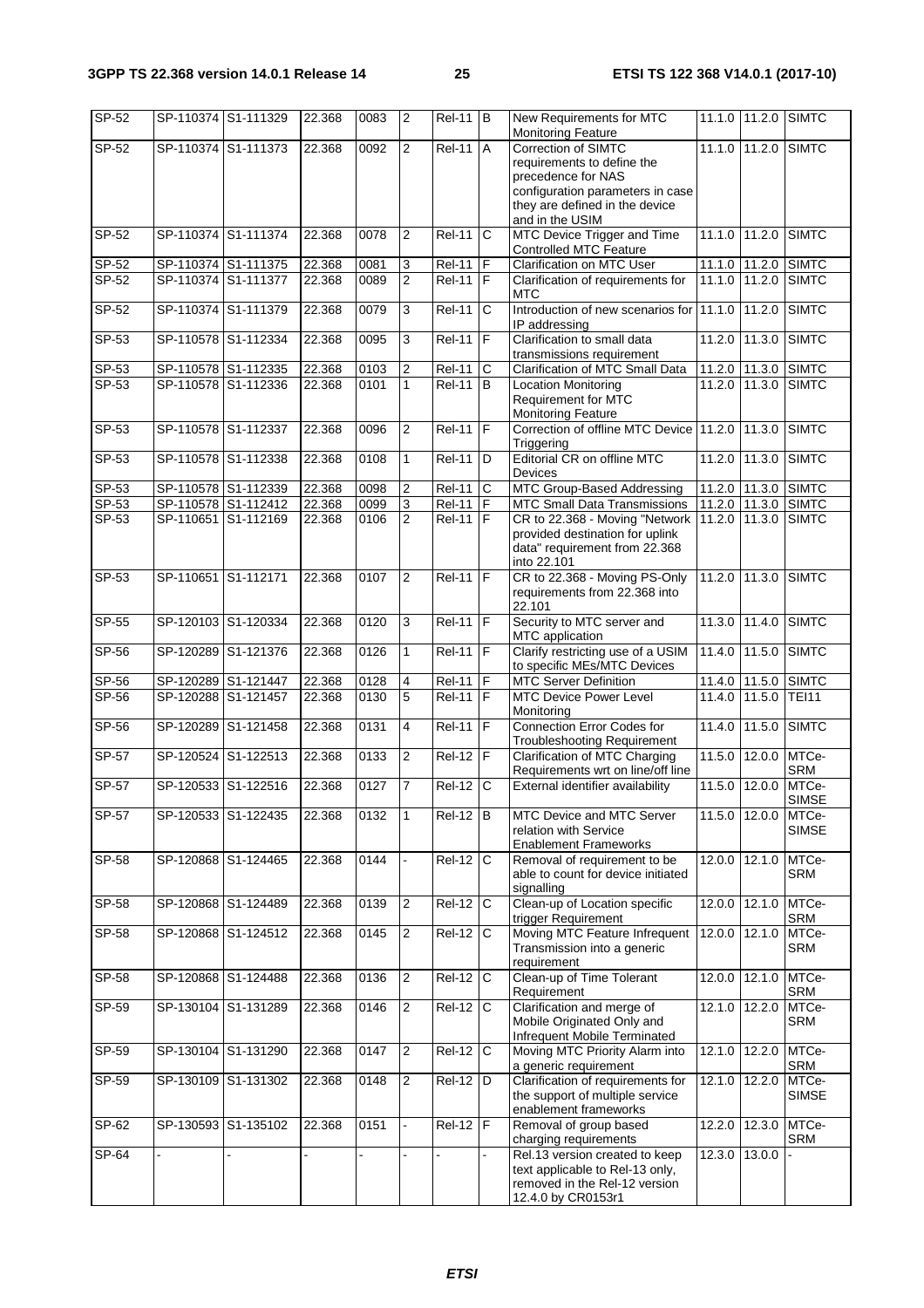| SP-52 | SP-110374 | S1-111329 | 22.368 | 0083 | 2 | Rel-11 | B | New Requirements for MTC Monitoring Feature | 11.1.0 | 11.2.0 | SIMTC |
|---|---|---|---|---|---|---|---|---|---|---|---|
| SP-52 | SP-110374 | S1-111373 | 22.368 | 0092 | 2 | Rel-11 | A | Correction of SIMTC requirements to define the precedence for NAS configuration parameters in case they are defined in the device and in the USIM | 11.1.0 | 11.2.0 | SIMTC |
| SP-52 | SP-110374 | S1-111374 | 22.368 | 0078 | 2 | Rel-11 | C | MTC Device Trigger and Time Controlled MTC Feature | 11.1.0 | 11.2.0 | SIMTC |
| SP-52 | SP-110374 | S1-111375 | 22.368 | 0081 | 3 | Rel-11 | F | Clarification on MTC User | 11.1.0 | 11.2.0 | SIMTC |
| SP-52 | SP-110374 | S1-111377 | 22.368 | 0089 | 2 | Rel-11 | F | Clarification of requirements for MTC | 11.1.0 | 11.2.0 | SIMTC |
| SP-52 | SP-110374 | S1-111379 | 22.368 | 0079 | 3 | Rel-11 | C | Introduction of new scenarios for IP addressing | 11.1.0 | 11.2.0 | SIMTC |
| SP-53 | SP-110578 | S1-112334 | 22.368 | 0095 | 3 | Rel-11 | F | Clarification to small data transmissions requirement | 11.2.0 | 11.3.0 | SIMTC |
| SP-53 | SP-110578 | S1-112335 | 22.368 | 0103 | 2 | Rel-11 | C | Clarification of MTC Small Data | 11.2.0 | 11.3.0 | SIMTC |
| SP-53 | SP-110578 | S1-112336 | 22.368 | 0101 | 1 | Rel-11 | B | Location Monitoring Requirement for MTC Monitoring Feature | 11.2.0 | 11.3.0 | SIMTC |
| SP-53 | SP-110578 | S1-112337 | 22.368 | 0096 | 2 | Rel-11 | F | Correction of offline MTC Device Triggering | 11.2.0 | 11.3.0 | SIMTC |
| SP-53 | SP-110578 | S1-112338 | 22.368 | 0108 | 1 | Rel-11 | D | Editorial CR on offline MTC Devices | 11.2.0 | 11.3.0 | SIMTC |
| SP-53 | SP-110578 | S1-112339 | 22.368 | 0098 | 2 | Rel-11 | C | MTC Group-Based Addressing | 11.2.0 | 11.3.0 | SIMTC |
| SP-53 | SP-110578 | S1-112412 | 22.368 | 0099 | 3 | Rel-11 | F | MTC Small Data Transmissions | 11.2.0 | 11.3.0 | SIMTC |
| SP-53 | SP-110651 | S1-112169 | 22.368 | 0106 | 2 | Rel-11 | F | CR to 22.368 - Moving "Network provided destination for uplink data" requirement from 22.368 into 22.101 | 11.2.0 | 11.3.0 | SIMTC |
| SP-53 | SP-110651 | S1-112171 | 22.368 | 0107 | 2 | Rel-11 | F | CR to 22.368 - Moving PS-Only requirements from 22.368 into 22.101 | 11.2.0 | 11.3.0 | SIMTC |
| SP-55 | SP-120103 | S1-120334 | 22.368 | 0120 | 3 | Rel-11 | F | Security to MTC server and MTC application | 11.3.0 | 11.4.0 | SIMTC |
| SP-56 | SP-120289 | S1-121376 | 22.368 | 0126 | 1 | Rel-11 | F | Clarify restricting use of a USIM to specific MEs/MTC Devices | 11.4.0 | 11.5.0 | SIMTC |
| SP-56 | SP-120289 | S1-121447 | 22.368 | 0128 | 4 | Rel-11 | F | MTC Server Definition | 11.4.0 | 11.5.0 | SIMTC |
| SP-56 | SP-120288 | S1-121457 | 22.368 | 0130 | 5 | Rel-11 | F | MTC Device Power Level Monitoring | 11.4.0 | 11.5.0 | TEI11 |
| SP-56 | SP-120289 | S1-121458 | 22.368 | 0131 | 4 | Rel-11 | F | Connection Error Codes for Troubleshooting Requirement | 11.4.0 | 11.5.0 | SIMTC |
| SP-57 | SP-120524 | S1-122513 | 22.368 | 0133 | 2 | Rel-12 | F | Clarification of MTC Charging Requirements wrt on line/off line | 11.5.0 | 12.0.0 | MTCe-SRM |
| SP-57 | SP-120533 | S1-122516 | 22.368 | 0127 | 7 | Rel-12 | C | External identifier availability | 11.5.0 | 12.0.0 | MTCe-SIMSE |
| SP-57 | SP-120533 | S1-122435 | 22.368 | 0132 | 1 | Rel-12 | B | MTC Device and MTC Server relation with Service Enablement Frameworks | 11.5.0 | 12.0.0 | MTCe-SIMSE |
| SP-58 | SP-120868 | S1-124465 | 22.368 | 0144 | - | Rel-12 | C | Removal of requirement to be able to count for device initiated signalling | 12.0.0 | 12.1.0 | MTCe-SRM |
| SP-58 | SP-120868 | S1-124489 | 22.368 | 0139 | 2 | Rel-12 | C | Clean-up of Location specific trigger Requirement | 12.0.0 | 12.1.0 | MTCe-SRM |
| SP-58 | SP-120868 | S1-124512 | 22.368 | 0145 | 2 | Rel-12 | C | Moving MTC Feature Infrequent Transmission into a generic requirement | 12.0.0 | 12.1.0 | MTCe-SRM |
| SP-58 | SP-120868 | S1-124488 | 22.368 | 0136 | 2 | Rel-12 | C | Clean-up of Time Tolerant Requirement | 12.0.0 | 12.1.0 | MTCe-SRM |
| SP-59 | SP-130104 | S1-131289 | 22.368 | 0146 | 2 | Rel-12 | C | Clarification and merge of Mobile Originated Only and Infrequent Mobile Terminated | 12.1.0 | 12.2.0 | MTCe-SRM |
| SP-59 | SP-130104 | S1-131290 | 22.368 | 0147 | 2 | Rel-12 | C | Moving MTC Priority Alarm into a generic requirement | 12.1.0 | 12.2.0 | MTCe-SRM |
| SP-59 | SP-130109 | S1-131302 | 22.368 | 0148 | 2 | Rel-12 | D | Clarification of requirements for the support of multiple service enablement frameworks | 12.1.0 | 12.2.0 | MTCe-SIMSE |
| SP-62 | SP-130593 | S1-135102 | 22.368 | 0151 | - | Rel-12 | F | Removal of group based charging requirements | 12.2.0 | 12.3.0 | MTCe-SRM |
| SP-64 | - | - | - | - | - | - | - | Rel.13 version created to keep text applicable to Rel-13 only, removed in the Rel-12 version 12.4.0 by CR0153r1 | 12.3.0 | 13.0.0 | - |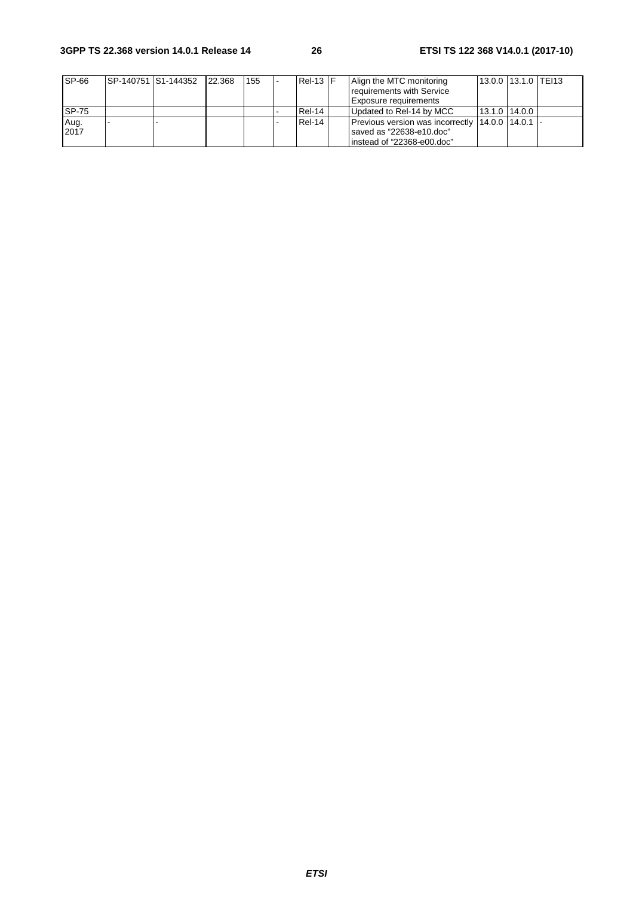| SP-66 | SP-140751 | S1-144352 | 22.368 | 155 | - | Rel-13 | F | Align the MTC monitoring requirements with Service Exposure requirements | 13.0.0 | 13.1.0 | TEI13 |
|---|---|---|---|---|---|---|---|---|---|---|---|
| SP-75 | | | | | - | Rel-14 | | Updated to Rel-14 by MCC | 13.1.0 | 14.0.0 | |
| Aug. 2017 | - | - | | | - | Rel-14 | | Previous version was incorrectly saved as "22638-e10.doc" instead of "22368-e00.doc" | 14.0.0 | 14.0.1 | - |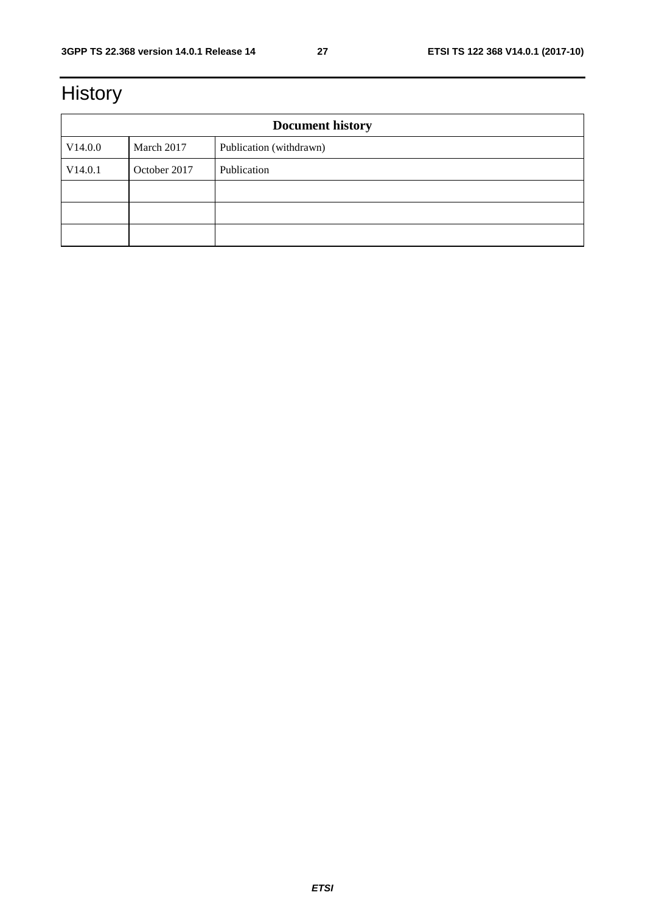# History

| Document history | | |
|---|---|---|
| V14.0.0 | March 2017 | Publication (withdrawn) |
| V14.0.1 | October 2017 | Publication |
| | | |
| | | |
| | | |